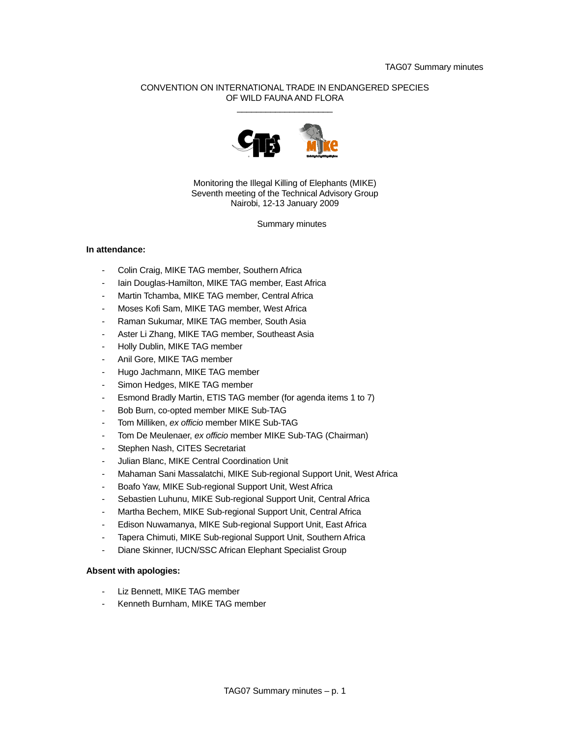CONVENTION ON INTERNATIONAL TRADE IN ENDANGERED SPECIES
OF WILD FAUNA AND FLORA

Monitoring the Illegal Killing of Elephants (MIKE)
Seventh meeting of the Technical Advisory Group
Nairobi, 12-13 January 2009

Summary minutes

**In attendance:**

- Colin Craig, MIKE TAG member, Southern Africa
- Iain Douglas-Hamilton, MIKE TAG member, East Africa
- Martin Tchamba, MIKE TAG member, Central Africa
- Moses Kofi Sam, MIKE TAG member, West Africa
- Raman Sukumar, MIKE TAG member, South Asia
- Aster Li Zhang, MIKE TAG member, Southeast Asia
- Holly Dublin, MIKE TAG member
- Anil Gore, MIKE TAG member
- Hugo Jachmann, MIKE TAG member
- Simon Hedges, MIKE TAG member
- Esmond Bradly Martin, ETIS TAG member (for agenda items 1 to 7)
- Bob Burn, co-opted member MIKE Sub-TAG
- Tom Milliken, *ex officio* member MIKE Sub-TAG
- Tom De Meulenaer, *ex officio* member MIKE Sub-TAG (Chairman)
- Stephen Nash, CITES Secretariat
- Julian Blanc, MIKE Central Coordination Unit
- Mahaman Sani Massalatchi, MIKE Sub-regional Support Unit, West Africa
- Boafo Yaw, MIKE Sub-regional Support Unit, West Africa
- Sebastien Luhunu, MIKE Sub-regional Support Unit, Central Africa
- Martha Bechem, MIKE Sub-regional Support Unit, Central Africa
- Edison Nuwamanya, MIKE Sub-regional Support Unit, East Africa
- Tapera Chimuti, MIKE Sub-regional Support Unit, Southern Africa
- Diane Skinner, IUCN/SSC African Elephant Specialist Group

**Absent with apologies:**

- Liz Bennett, MIKE TAG member
- Kenneth Burnham, MIKE TAG member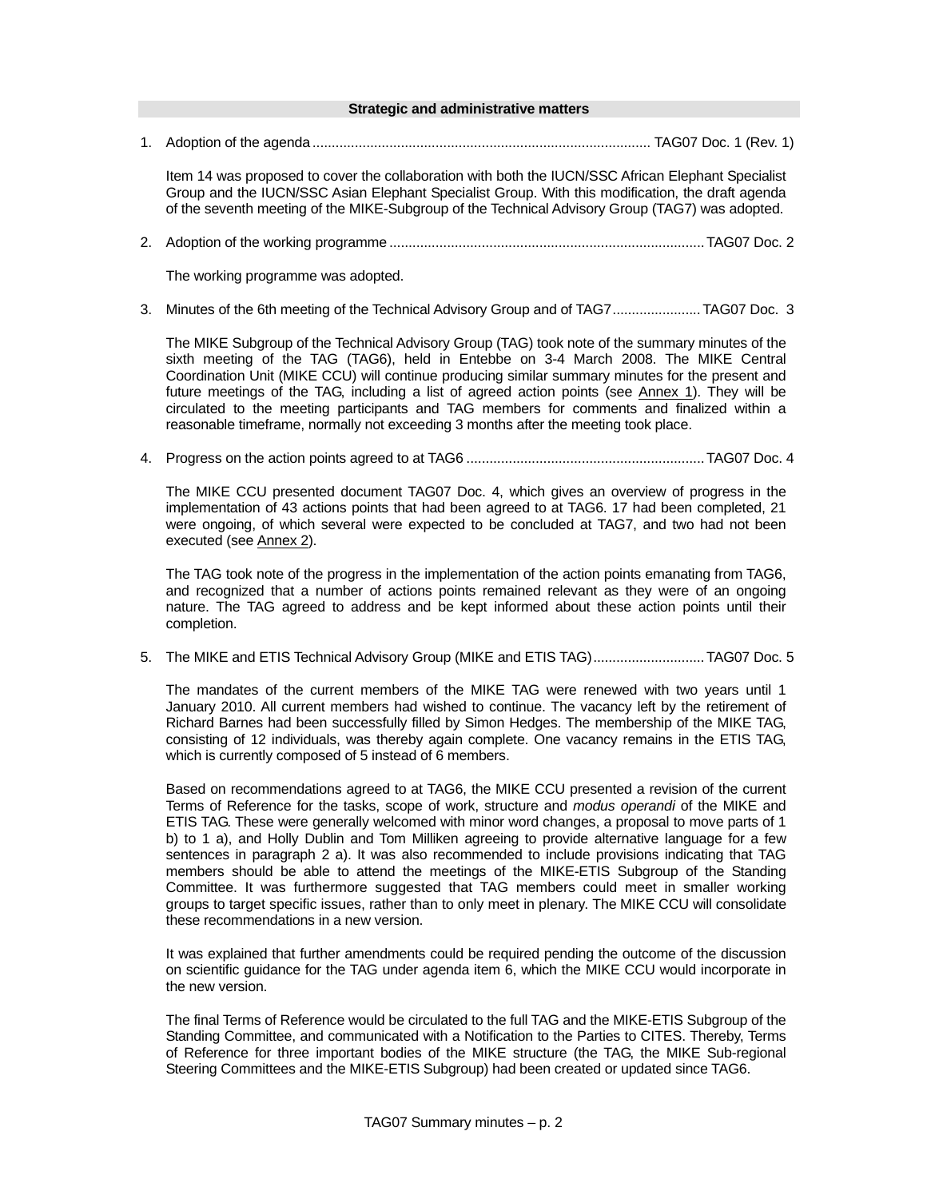**Strategic and administrative matters**

1. Adoption of the agenda ........................................................................................ TAG07 Doc. 1 (Rev. 1)

   Item 14 was proposed to cover the collaboration with both the IUCN/SSC African Elephant Specialist Group and the IUCN/SSC Asian Elephant Specialist Group. With this modification, the draft agenda of the seventh meeting of the MIKE-Subgroup of the Technical Advisory Group (TAG7) was adopted.

2. Adoption of the working programme .................................................................................. TAG07 Doc. 2

   The working programme was adopted.

3. Minutes of the 6th meeting of the Technical Advisory Group and of TAG7 ....................... TAG07 Doc. 3

   The MIKE Subgroup of the Technical Advisory Group (TAG) took note of the summary minutes of the sixth meeting of the TAG (TAG6), held in Entebbe on 3-4 March 2008. The MIKE Central Coordination Unit (MIKE CCU) will continue producing similar summary minutes for the present and future meetings of the TAG, including a list of agreed action points (see Annex 1). They will be circulated to the meeting participants and TAG members for comments and finalized within a reasonable timeframe, normally not exceeding 3 months after the meeting took place.

4. Progress on the action points agreed to at TAG6 .............................................................. TAG07 Doc. 4

   The MIKE CCU presented document TAG07 Doc. 4, which gives an overview of progress in the implementation of 43 actions points that had been agreed to at TAG6. 17 had been completed, 21 were ongoing, of which several were expected to be concluded at TAG7, and two had not been executed (see Annex 2).

   The TAG took note of the progress in the implementation of the action points emanating from TAG6, and recognized that a number of actions points remained relevant as they were of an ongoing nature. The TAG agreed to address and be kept informed about these action points until their completion.

5. The MIKE and ETIS Technical Advisory Group (MIKE and ETIS TAG) ............................. TAG07 Doc. 5

   The mandates of the current members of the MIKE TAG were renewed with two years until 1 January 2010. All current members had wished to continue. The vacancy left by the retirement of Richard Barnes had been successfully filled by Simon Hedges. The membership of the MIKE TAG, consisting of 12 individuals, was thereby again complete. One vacancy remains in the ETIS TAG, which is currently composed of 5 instead of 6 members.

   Based on recommendations agreed to at TAG6, the MIKE CCU presented a revision of the current Terms of Reference for the tasks, scope of work, structure and *modus operandi* of the MIKE and ETIS TAG. These were generally welcomed with minor word changes, a proposal to move parts of 1 b) to 1 a), and Holly Dublin and Tom Milliken agreeing to provide alternative language for a few sentences in paragraph 2 a). It was also recommended to include provisions indicating that TAG members should be able to attend the meetings of the MIKE-ETIS Subgroup of the Standing Committee. It was furthermore suggested that TAG members could meet in smaller working groups to target specific issues, rather than to only meet in plenary. The MIKE CCU will consolidate these recommendations in a new version.

   It was explained that further amendments could be required pending the outcome of the discussion on scientific guidance for the TAG under agenda item 6, which the MIKE CCU would incorporate in the new version.

   The final Terms of Reference would be circulated to the full TAG and the MIKE-ETIS Subgroup of the Standing Committee, and communicated with a Notification to the Parties to CITES. Thereby, Terms of Reference for three important bodies of the MIKE structure (the TAG, the MIKE Sub-regional Steering Committees and the MIKE-ETIS Subgroup) had been created or updated since TAG6.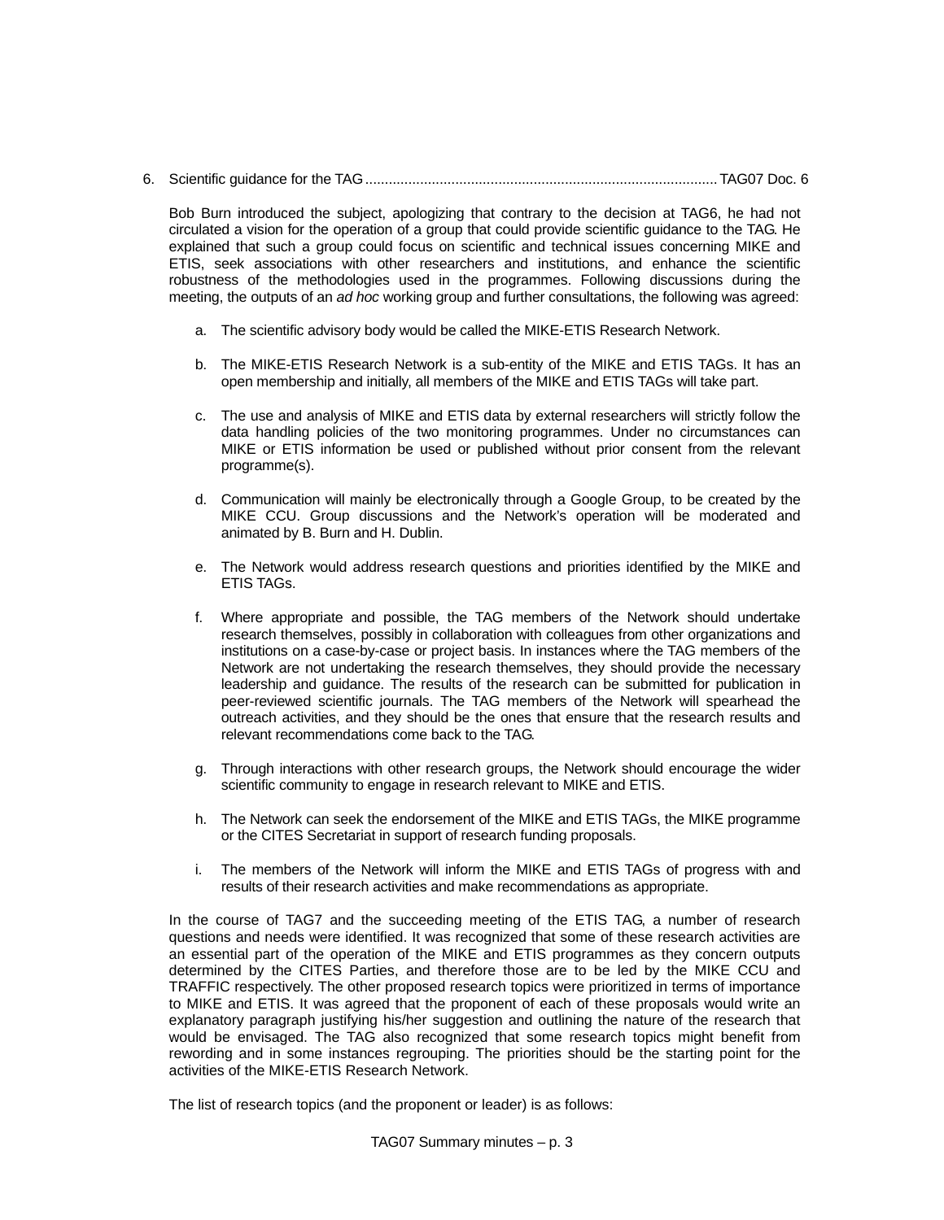6. Scientific guidance for the TAG ........................................................................................ TAG07 Doc. 6

Bob Burn introduced the subject, apologizing that contrary to the decision at TAG6, he had not circulated a vision for the operation of a group that could provide scientific guidance to the TAG. He explained that such a group could focus on scientific and technical issues concerning MIKE and ETIS, seek associations with other researchers and institutions, and enhance the scientific robustness of the methodologies used in the programmes. Following discussions during the meeting, the outputs of an *ad hoc* working group and further consultations, the following was agreed:

a. The scientific advisory body would be called the MIKE-ETIS Research Network.

b. The MIKE-ETIS Research Network is a sub-entity of the MIKE and ETIS TAGs. It has an open membership and initially, all members of the MIKE and ETIS TAGs will take part.

c. The use and analysis of MIKE and ETIS data by external researchers will strictly follow the data handling policies of the two monitoring programmes. Under no circumstances can MIKE or ETIS information be used or published without prior consent from the relevant programme(s).

d. Communication will mainly be electronically through a Google Group, to be created by the MIKE CCU. Group discussions and the Network's operation will be moderated and animated by B. Burn and H. Dublin.

e. The Network would address research questions and priorities identified by the MIKE and ETIS TAGs.

f. Where appropriate and possible, the TAG members of the Network should undertake research themselves, possibly in collaboration with colleagues from other organizations and institutions on a case-by-case or project basis. In instances where the TAG members of the Network are not undertaking the research themselves, they should provide the necessary leadership and guidance. The results of the research can be submitted for publication in peer-reviewed scientific journals. The TAG members of the Network will spearhead the outreach activities, and they should be the ones that ensure that the research results and relevant recommendations come back to the TAG.

g. Through interactions with other research groups, the Network should encourage the wider scientific community to engage in research relevant to MIKE and ETIS.

h. The Network can seek the endorsement of the MIKE and ETIS TAGs, the MIKE programme or the CITES Secretariat in support of research funding proposals.

i. The members of the Network will inform the MIKE and ETIS TAGs of progress with and results of their research activities and make recommendations as appropriate.

In the course of TAG7 and the succeeding meeting of the ETIS TAG, a number of research questions and needs were identified. It was recognized that some of these research activities are an essential part of the operation of the MIKE and ETIS programmes as they concern outputs determined by the CITES Parties, and therefore those are to be led by the MIKE CCU and TRAFFIC respectively. The other proposed research topics were prioritized in terms of importance to MIKE and ETIS. It was agreed that the proponent of each of these proposals would write an explanatory paragraph justifying his/her suggestion and outlining the nature of the research that would be envisaged. The TAG also recognized that some research topics might benefit from rewording and in some instances regrouping. The priorities should be the starting point for the activities of the MIKE-ETIS Research Network.

The list of research topics (and the proponent or leader) is as follows: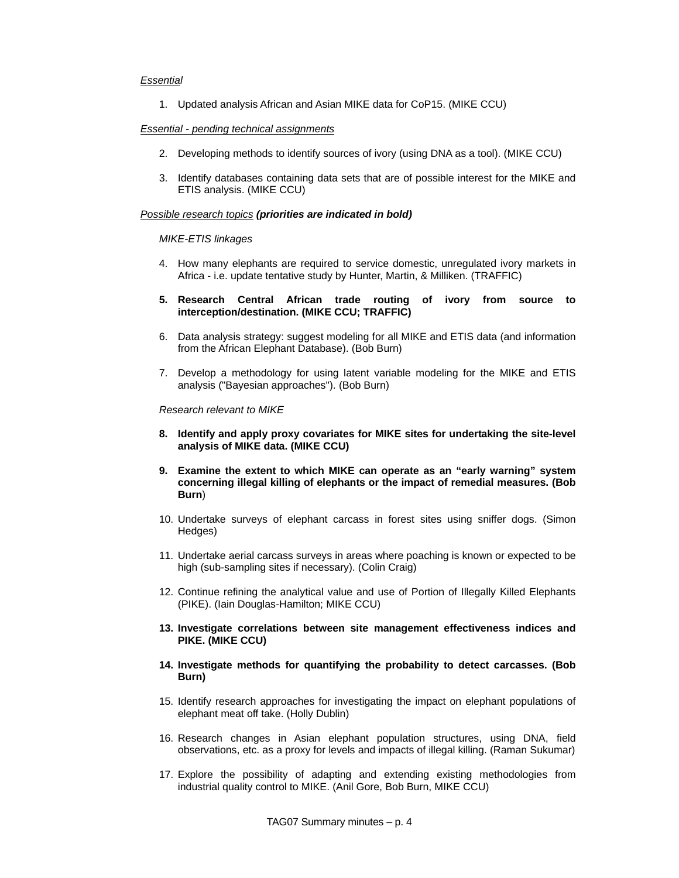*Essential*

1. Updated analysis African and Asian MIKE data for CoP15. (MIKE CCU)

*Essential - pending technical assignments*

2. Developing methods to identify sources of ivory (using DNA as a tool). (MIKE CCU)
3. Identify databases containing data sets that are of possible interest for the MIKE and ETIS analysis. (MIKE CCU)

*Possible research topics* ***(priorities are indicated in bold)***

*MIKE-ETIS linkages*

4. How many elephants are required to service domestic, unregulated ivory markets in Africa - i.e. update tentative study by Hunter, Martin, & Milliken. (TRAFFIC)
5. **Research Central African trade routing of ivory from source to interception/destination. (MIKE CCU; TRAFFIC)**
6. Data analysis strategy: suggest modeling for all MIKE and ETIS data (and information from the African Elephant Database). (Bob Burn)
7. Develop a methodology for using latent variable modeling for the MIKE and ETIS analysis ("Bayesian approaches"). (Bob Burn)

*Research relevant to MIKE*

8. **Identify and apply proxy covariates for MIKE sites for undertaking the site-level analysis of MIKE data. (MIKE CCU)**
9. **Examine the extent to which MIKE can operate as an "early warning" system concerning illegal killing of elephants or the impact of remedial measures. (Bob Burn**)
10. Undertake surveys of elephant carcass in forest sites using sniffer dogs. (Simon Hedges)
11. Undertake aerial carcass surveys in areas where poaching is known or expected to be high (sub-sampling sites if necessary). (Colin Craig)
12. Continue refining the analytical value and use of Portion of Illegally Killed Elephants (PIKE). (Iain Douglas-Hamilton; MIKE CCU)
13. **Investigate correlations between site management effectiveness indices and PIKE. (MIKE CCU)**
14. **Investigate methods for quantifying the probability to detect carcasses. (Bob Burn)**
15. Identify research approaches for investigating the impact on elephant populations of elephant meat off take. (Holly Dublin)
16. Research changes in Asian elephant population structures, using DNA, field observations, etc. as a proxy for levels and impacts of illegal killing. (Raman Sukumar)
17. Explore the possibility of adapting and extending existing methodologies from industrial quality control to MIKE. (Anil Gore, Bob Burn, MIKE CCU)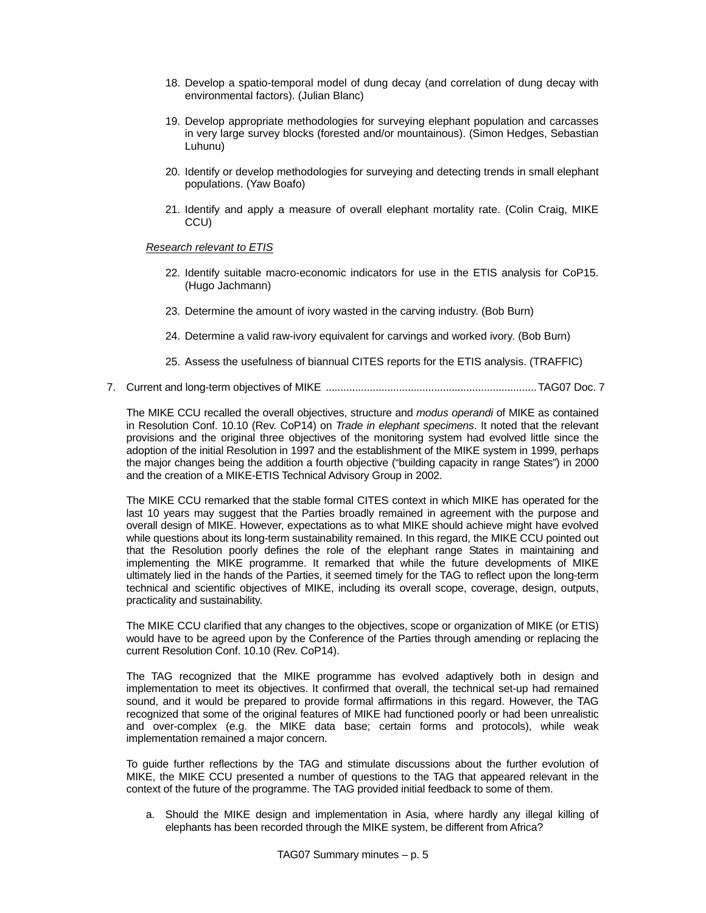18. Develop a spatio-temporal model of dung decay (and correlation of dung decay with environmental factors). (Julian Blanc)

19. Develop appropriate methodologies for surveying elephant population and carcasses in very large survey blocks (forested and/or mountainous). (Simon Hedges, Sebastian Luhunu)

20. Identify or develop methodologies for surveying and detecting trends in small elephant populations. (Yaw Boafo)

21. Identify and apply a measure of overall elephant mortality rate. (Colin Craig, MIKE CCU)

*Research relevant to ETIS*

22. Identify suitable macro-economic indicators for use in the ETIS analysis for CoP15. (Hugo Jachmann)

23. Determine the amount of ivory wasted in the carving industry. (Bob Burn)

24. Determine a valid raw-ivory equivalent for carvings and worked ivory. (Bob Burn)

25. Assess the usefulness of biannual CITES reports for the ETIS analysis. (TRAFFIC)

7. Current and long-term objectives of MIKE ........................................................................ TAG07 Doc. 7

The MIKE CCU recalled the overall objectives, structure and *modus operandi* of MIKE as contained in Resolution Conf. 10.10 (Rev. CoP14) on *Trade in elephant specimens*. It noted that the relevant provisions and the original three objectives of the monitoring system had evolved little since the adoption of the initial Resolution in 1997 and the establishment of the MIKE system in 1999, perhaps the major changes being the addition a fourth objective ("building capacity in range States") in 2000 and the creation of a MIKE-ETIS Technical Advisory Group in 2002.

The MIKE CCU remarked that the stable formal CITES context in which MIKE has operated for the last 10 years may suggest that the Parties broadly remained in agreement with the purpose and overall design of MIKE. However, expectations as to what MIKE should achieve might have evolved while questions about its long-term sustainability remained. In this regard, the MIKE CCU pointed out that the Resolution poorly defines the role of the elephant range States in maintaining and implementing the MIKE programme. It remarked that while the future developments of MIKE ultimately lied in the hands of the Parties, it seemed timely for the TAG to reflect upon the long-term technical and scientific objectives of MIKE, including its overall scope, coverage, design, outputs, practicality and sustainability.

The MIKE CCU clarified that any changes to the objectives, scope or organization of MIKE (or ETIS) would have to be agreed upon by the Conference of the Parties through amending or replacing the current Resolution Conf. 10.10 (Rev. CoP14).

The TAG recognized that the MIKE programme has evolved adaptively both in design and implementation to meet its objectives. It confirmed that overall, the technical set-up had remained sound, and it would be prepared to provide formal affirmations in this regard. However, the TAG recognized that some of the original features of MIKE had functioned poorly or had been unrealistic and over-complex (e.g. the MIKE data base; certain forms and protocols), while weak implementation remained a major concern.

To guide further reflections by the TAG and stimulate discussions about the further evolution of MIKE, the MIKE CCU presented a number of questions to the TAG that appeared relevant in the context of the future of the programme. The TAG provided initial feedback to some of them.

a. Should the MIKE design and implementation in Asia, where hardly any illegal killing of elephants has been recorded through the MIKE system, be different from Africa?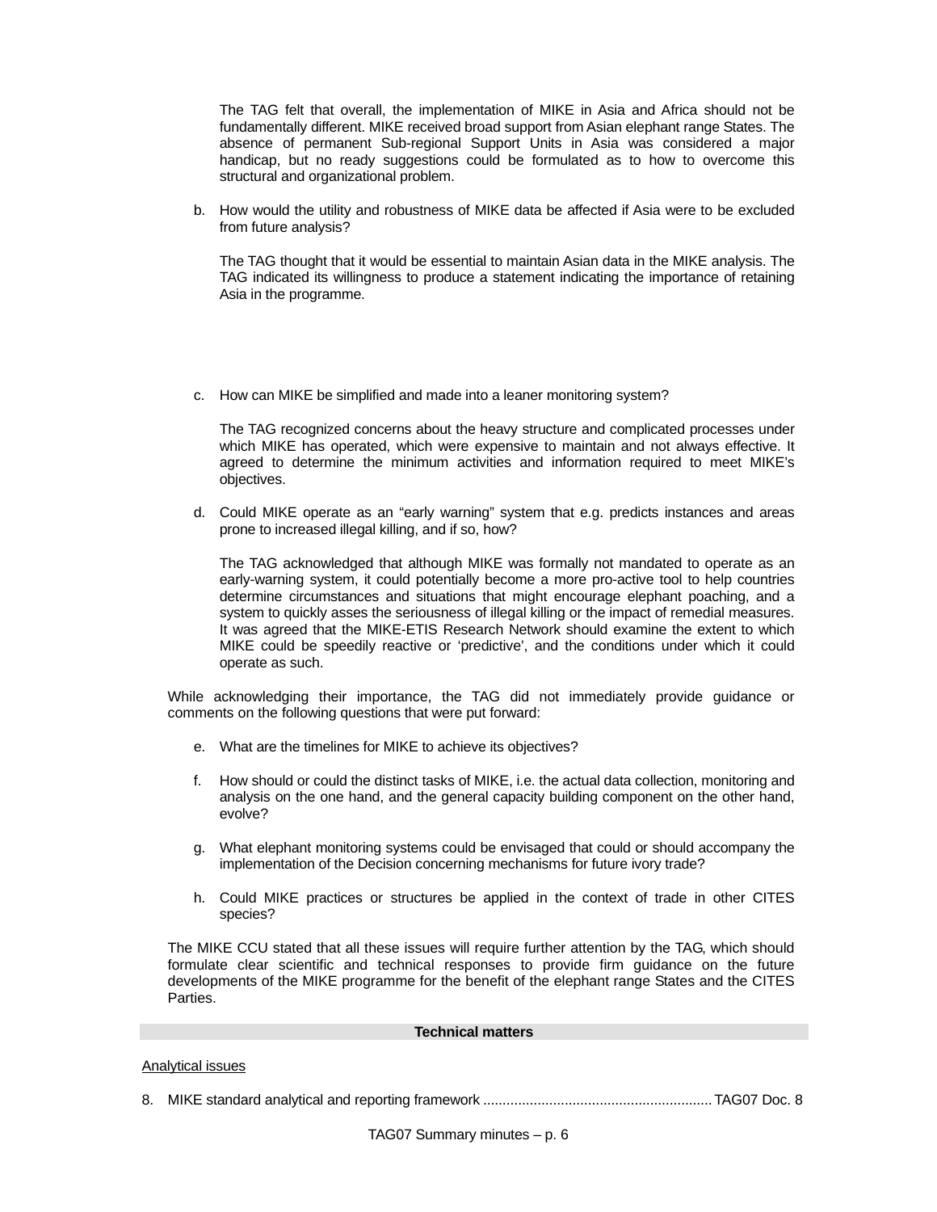The TAG felt that overall, the implementation of MIKE in Asia and Africa should not be fundamentally different. MIKE received broad support from Asian elephant range States. The absence of permanent Sub-regional Support Units in Asia was considered a major handicap, but no ready suggestions could be formulated as to how to overcome this structural and organizational problem.

b. How would the utility and robustness of MIKE data be affected if Asia were to be excluded from future analysis?

   The TAG thought that it would be essential to maintain Asian data in the MIKE analysis. The TAG indicated its willingness to produce a statement indicating the importance of retaining Asia in the programme.

c. How can MIKE be simplified and made into a leaner monitoring system?

   The TAG recognized concerns about the heavy structure and complicated processes under which MIKE has operated, which were expensive to maintain and not always effective. It agreed to determine the minimum activities and information required to meet MIKE's objectives.

d. Could MIKE operate as an "early warning" system that e.g. predicts instances and areas prone to increased illegal killing, and if so, how?

   The TAG acknowledged that although MIKE was formally not mandated to operate as an early-warning system, it could potentially become a more pro-active tool to help countries determine circumstances and situations that might encourage elephant poaching, and a system to quickly asses the seriousness of illegal killing or the impact of remedial measures. It was agreed that the MIKE-ETIS Research Network should examine the extent to which MIKE could be speedily reactive or 'predictive', and the conditions under which it could operate as such.

While acknowledging their importance, the TAG did not immediately provide guidance or comments on the following questions that were put forward:

e. What are the timelines for MIKE to achieve its objectives?

f. How should or could the distinct tasks of MIKE, i.e. the actual data collection, monitoring and analysis on the one hand, and the general capacity building component on the other hand, evolve?

g. What elephant monitoring systems could be envisaged that could or should accompany the implementation of the Decision concerning mechanisms for future ivory trade?

h. Could MIKE practices or structures be applied in the context of trade in other CITES species?

The MIKE CCU stated that all these issues will require further attention by the TAG, which should formulate clear scientific and technical responses to provide firm guidance on the future developments of the MIKE programme for the benefit of the elephant range States and the CITES Parties.

**Technical matters**

Analytical issues

8. MIKE standard analytical and reporting framework ........................................................... TAG07 Doc. 8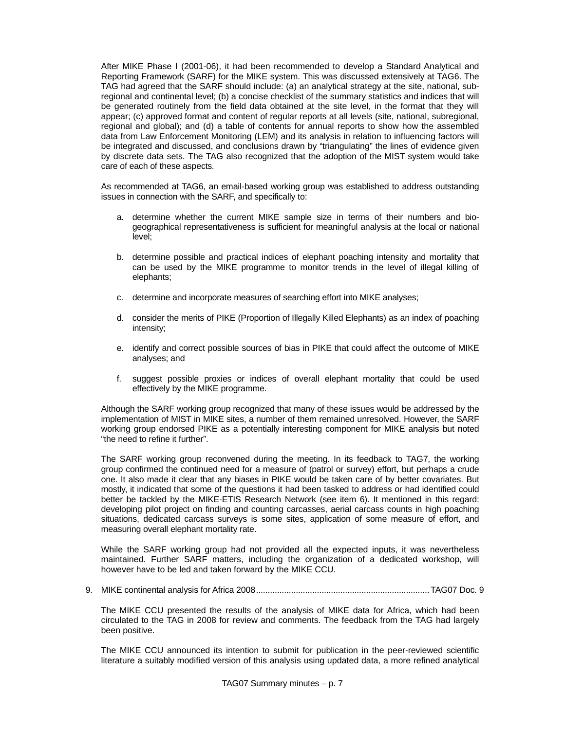After MIKE Phase I (2001-06), it had been recommended to develop a Standard Analytical and Reporting Framework (SARF) for the MIKE system. This was discussed extensively at TAG6. The TAG had agreed that the SARF should include: (a) an analytical strategy at the site, national, sub-regional and continental level; (b) a concise checklist of the summary statistics and indices that will be generated routinely from the field data obtained at the site level, in the format that they will appear; (c) approved format and content of regular reports at all levels (site, national, subregional, regional and global); and (d) a table of contents for annual reports to show how the assembled data from Law Enforcement Monitoring (LEM) and its analysis in relation to influencing factors will be integrated and discussed, and conclusions drawn by "triangulating" the lines of evidence given by discrete data sets. The TAG also recognized that the adoption of the MIST system would take care of each of these aspects.

As recommended at TAG6, an email-based working group was established to address outstanding issues in connection with the SARF, and specifically to:

a. determine whether the current MIKE sample size in terms of their numbers and bio-geographical representativeness is sufficient for meaningful analysis at the local or national level;

b. determine possible and practical indices of elephant poaching intensity and mortality that can be used by the MIKE programme to monitor trends in the level of illegal killing of elephants;

c. determine and incorporate measures of searching effort into MIKE analyses;

d. consider the merits of PIKE (Proportion of Illegally Killed Elephants) as an index of poaching intensity;

e. identify and correct possible sources of bias in PIKE that could affect the outcome of MIKE analyses; and

f. suggest possible proxies or indices of overall elephant mortality that could be used effectively by the MIKE programme.

Although the SARF working group recognized that many of these issues would be addressed by the implementation of MIST in MIKE sites, a number of them remained unresolved. However, the SARF working group endorsed PIKE as a potentially interesting component for MIKE analysis but noted "the need to refine it further".

The SARF working group reconvened during the meeting. In its feedback to TAG7, the working group confirmed the continued need for a measure of (patrol or survey) effort, but perhaps a crude one. It also made it clear that any biases in PIKE would be taken care of by better covariates. But mostly, it indicated that some of the questions it had been tasked to address or had identified could better be tackled by the MIKE-ETIS Research Network (see item 6). It mentioned in this regard: developing pilot project on finding and counting carcasses, aerial carcass counts in high poaching situations, dedicated carcass surveys is some sites, application of some measure of effort, and measuring overall elephant mortality rate.

While the SARF working group had not provided all the expected inputs, it was nevertheless maintained. Further SARF matters, including the organization of a dedicated workshop, will however have to be led and taken forward by the MIKE CCU.

9. MIKE continental analysis for Africa 2008........................................................................TAG07 Doc. 9

The MIKE CCU presented the results of the analysis of MIKE data for Africa, which had been circulated to the TAG in 2008 for review and comments. The feedback from the TAG had largely been positive.

The MIKE CCU announced its intention to submit for publication in the peer-reviewed scientific literature a suitably modified version of this analysis using updated data, a more refined analytical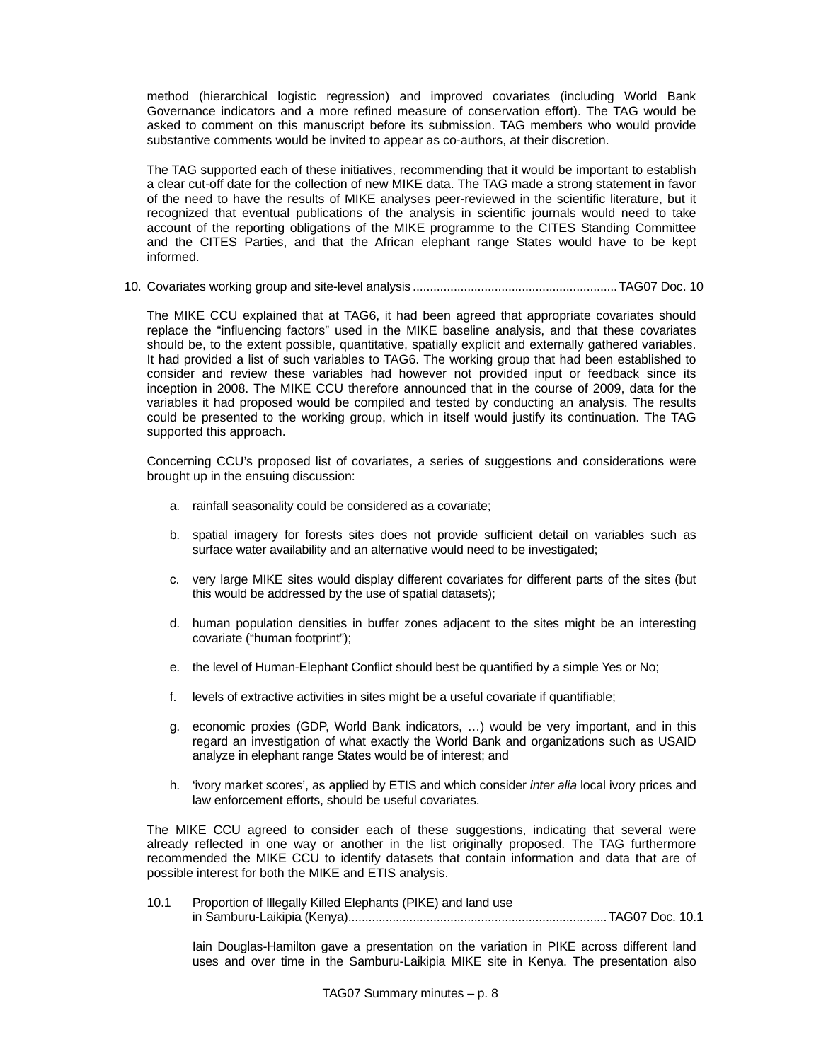method (hierarchical logistic regression) and improved covariates (including World Bank Governance indicators and a more refined measure of conservation effort). The TAG would be asked to comment on this manuscript before its submission. TAG members who would provide substantive comments would be invited to appear as co-authors, at their discretion.

The TAG supported each of these initiatives, recommending that it would be important to establish a clear cut-off date for the collection of new MIKE data. The TAG made a strong statement in favor of the need to have the results of MIKE analyses peer-reviewed in the scientific literature, but it recognized that eventual publications of the analysis in scientific journals would need to take account of the reporting obligations of the MIKE programme to the CITES Standing Committee and the CITES Parties, and that the African elephant range States would have to be kept informed.

10. Covariates working group and site-level analysis ........................................................... TAG07 Doc. 10

The MIKE CCU explained that at TAG6, it had been agreed that appropriate covariates should replace the "influencing factors" used in the MIKE baseline analysis, and that these covariates should be, to the extent possible, quantitative, spatially explicit and externally gathered variables. It had provided a list of such variables to TAG6. The working group that had been established to consider and review these variables had however not provided input or feedback since its inception in 2008. The MIKE CCU therefore announced that in the course of 2009, data for the variables it had proposed would be compiled and tested by conducting an analysis. The results could be presented to the working group, which in itself would justify its continuation. The TAG supported this approach.

Concerning CCU's proposed list of covariates, a series of suggestions and considerations were brought up in the ensuing discussion:

a. rainfall seasonality could be considered as a covariate;

b. spatial imagery for forests sites does not provide sufficient detail on variables such as surface water availability and an alternative would need to be investigated;

c. very large MIKE sites would display different covariates for different parts of the sites (but this would be addressed by the use of spatial datasets);

d. human population densities in buffer zones adjacent to the sites might be an interesting covariate ("human footprint");

e. the level of Human-Elephant Conflict should best be quantified by a simple Yes or No;

f. levels of extractive activities in sites might be a useful covariate if quantifiable;

g. economic proxies (GDP, World Bank indicators, …) would be very important, and in this regard an investigation of what exactly the World Bank and organizations such as USAID analyze in elephant range States would be of interest; and

h. 'ivory market scores', as applied by ETIS and which consider *inter alia* local ivory prices and law enforcement efforts, should be useful covariates.

The MIKE CCU agreed to consider each of these suggestions, indicating that several were already reflected in one way or another in the list originally proposed. The TAG furthermore recommended the MIKE CCU to identify datasets that contain information and data that are of possible interest for both the MIKE and ETIS analysis.

10.1 Proportion of Illegally Killed Elephants (PIKE) and land use in Samburu-Laikipia (Kenya)........................................................................... TAG07 Doc. 10.1

Iain Douglas-Hamilton gave a presentation on the variation in PIKE across different land uses and over time in the Samburu-Laikipia MIKE site in Kenya. The presentation also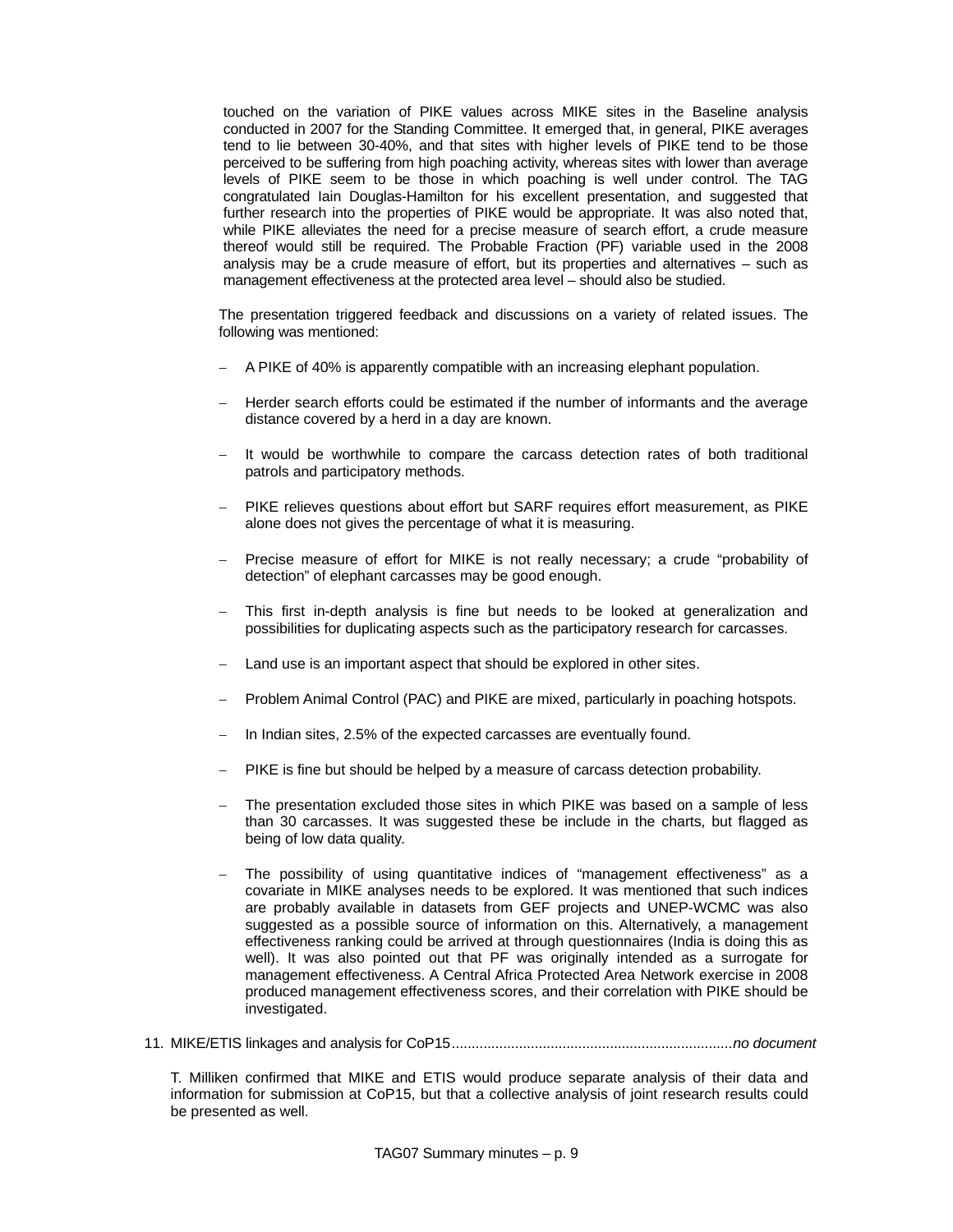touched on the variation of PIKE values across MIKE sites in the Baseline analysis conducted in 2007 for the Standing Committee. It emerged that, in general, PIKE averages tend to lie between 30-40%, and that sites with higher levels of PIKE tend to be those perceived to be suffering from high poaching activity, whereas sites with lower than average levels of PIKE seem to be those in which poaching is well under control. The TAG congratulated Iain Douglas-Hamilton for his excellent presentation, and suggested that further research into the properties of PIKE would be appropriate. It was also noted that, while PIKE alleviates the need for a precise measure of search effort, a crude measure thereof would still be required. The Probable Fraction (PF) variable used in the 2008 analysis may be a crude measure of effort, but its properties and alternatives – such as management effectiveness at the protected area level – should also be studied.

The presentation triggered feedback and discussions on a variety of related issues. The following was mentioned:

- A PIKE of 40% is apparently compatible with an increasing elephant population.
- Herder search efforts could be estimated if the number of informants and the average distance covered by a herd in a day are known.
- It would be worthwhile to compare the carcass detection rates of both traditional patrols and participatory methods.
- PIKE relieves questions about effort but SARF requires effort measurement, as PIKE alone does not gives the percentage of what it is measuring.
- Precise measure of effort for MIKE is not really necessary; a crude "probability of detection" of elephant carcasses may be good enough.
- This first in-depth analysis is fine but needs to be looked at generalization and possibilities for duplicating aspects such as the participatory research for carcasses.
- Land use is an important aspect that should be explored in other sites.
- Problem Animal Control (PAC) and PIKE are mixed, particularly in poaching hotspots.
- In Indian sites, 2.5% of the expected carcasses are eventually found.
- PIKE is fine but should be helped by a measure of carcass detection probability.
- The presentation excluded those sites in which PIKE was based on a sample of less than 30 carcasses. It was suggested these be include in the charts, but flagged as being of low data quality.
- The possibility of using quantitative indices of "management effectiveness" as a covariate in MIKE analyses needs to be explored. It was mentioned that such indices are probably available in datasets from GEF projects and UNEP-WCMC was also suggested as a possible source of information on this. Alternatively, a management effectiveness ranking could be arrived at through questionnaires (India is doing this as well). It was also pointed out that PF was originally intended as a surrogate for management effectiveness. A Central Africa Protected Area Network exercise in 2008 produced management effectiveness scores, and their correlation with PIKE should be investigated.

11. MIKE/ETIS linkages and analysis for CoP15....................................................................... *no document*

T. Milliken confirmed that MIKE and ETIS would produce separate analysis of their data and information for submission at CoP15, but that a collective analysis of joint research results could be presented as well.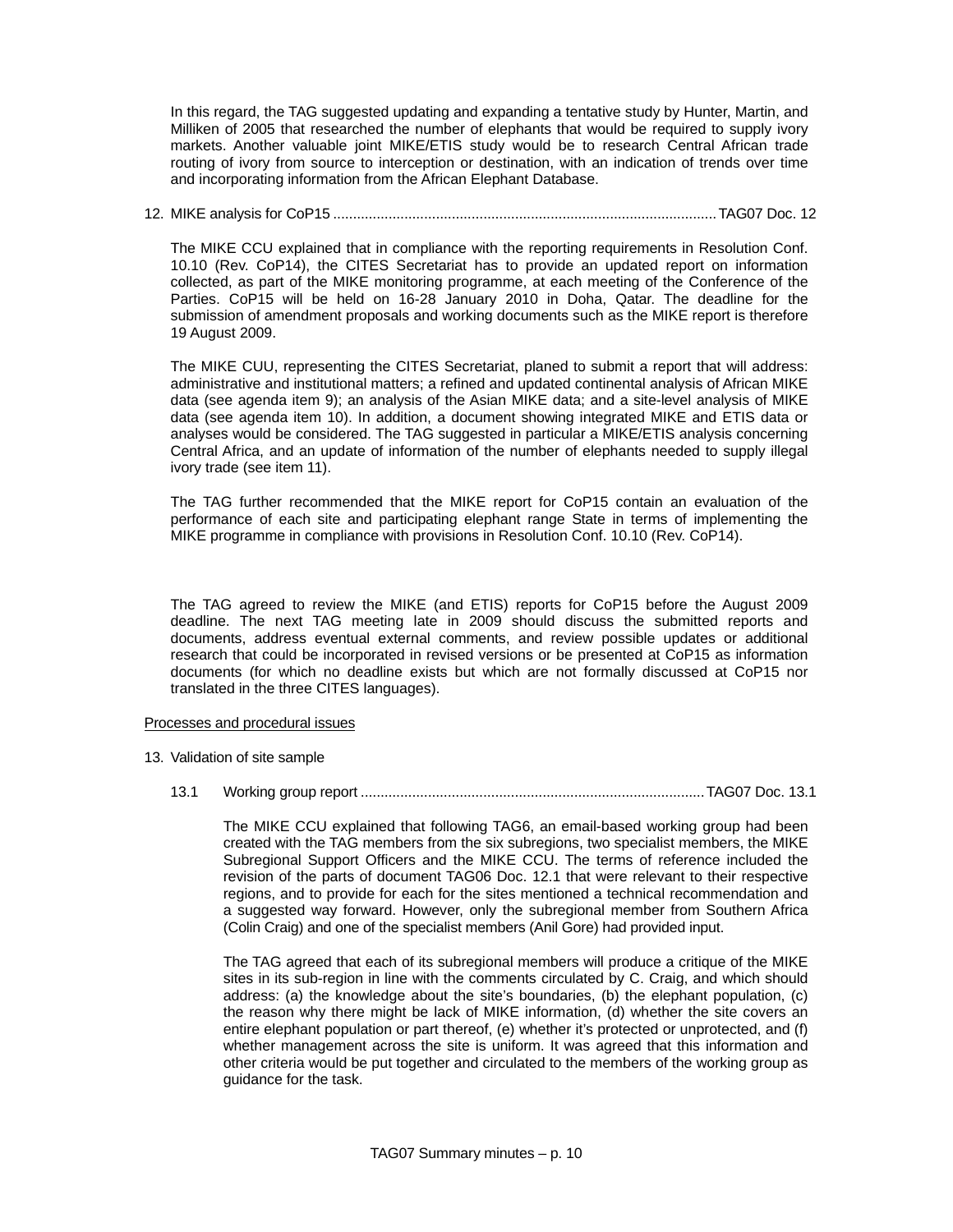In this regard, the TAG suggested updating and expanding a tentative study by Hunter, Martin, and Milliken of 2005 that researched the number of elephants that would be required to supply ivory markets. Another valuable joint MIKE/ETIS study would be to research Central African trade routing of ivory from source to interception or destination, with an indication of trends over time and incorporating information from the African Elephant Database.

12. MIKE analysis for CoP15 ............................................................................................... TAG07 Doc. 12

The MIKE CCU explained that in compliance with the reporting requirements in Resolution Conf. 10.10 (Rev. CoP14), the CITES Secretariat has to provide an updated report on information collected, as part of the MIKE monitoring programme, at each meeting of the Conference of the Parties. CoP15 will be held on 16-28 January 2010 in Doha, Qatar. The deadline for the submission of amendment proposals and working documents such as the MIKE report is therefore 19 August 2009.

The MIKE CUU, representing the CITES Secretariat, planed to submit a report that will address: administrative and institutional matters; a refined and updated continental analysis of African MIKE data (see agenda item 9); an analysis of the Asian MIKE data; and a site-level analysis of MIKE data (see agenda item 10). In addition, a document showing integrated MIKE and ETIS data or analyses would be considered. The TAG suggested in particular a MIKE/ETIS analysis concerning Central Africa, and an update of information of the number of elephants needed to supply illegal ivory trade (see item 11).

The TAG further recommended that the MIKE report for CoP15 contain an evaluation of the performance of each site and participating elephant range State in terms of implementing the MIKE programme in compliance with provisions in Resolution Conf. 10.10 (Rev. CoP14).

The TAG agreed to review the MIKE (and ETIS) reports for CoP15 before the August 2009 deadline. The next TAG meeting late in 2009 should discuss the submitted reports and documents, address eventual external comments, and review possible updates or additional research that could be incorporated in revised versions or be presented at CoP15 as information documents (for which no deadline exists but which are not formally discussed at CoP15 nor translated in the three CITES languages).

Processes and procedural issues

13. Validation of site sample

13.1 Working group report ..................................................................................... TAG07 Doc. 13.1

The MIKE CCU explained that following TAG6, an email-based working group had been created with the TAG members from the six subregions, two specialist members, the MIKE Subregional Support Officers and the MIKE CCU. The terms of reference included the revision of the parts of document TAG06 Doc. 12.1 that were relevant to their respective regions, and to provide for each for the sites mentioned a technical recommendation and a suggested way forward. However, only the subregional member from Southern Africa (Colin Craig) and one of the specialist members (Anil Gore) had provided input.

The TAG agreed that each of its subregional members will produce a critique of the MIKE sites in its sub-region in line with the comments circulated by C. Craig, and which should address: (a) the knowledge about the site's boundaries, (b) the elephant population, (c) the reason why there might be lack of MIKE information, (d) whether the site covers an entire elephant population or part thereof, (e) whether it's protected or unprotected, and (f) whether management across the site is uniform. It was agreed that this information and other criteria would be put together and circulated to the members of the working group as guidance for the task.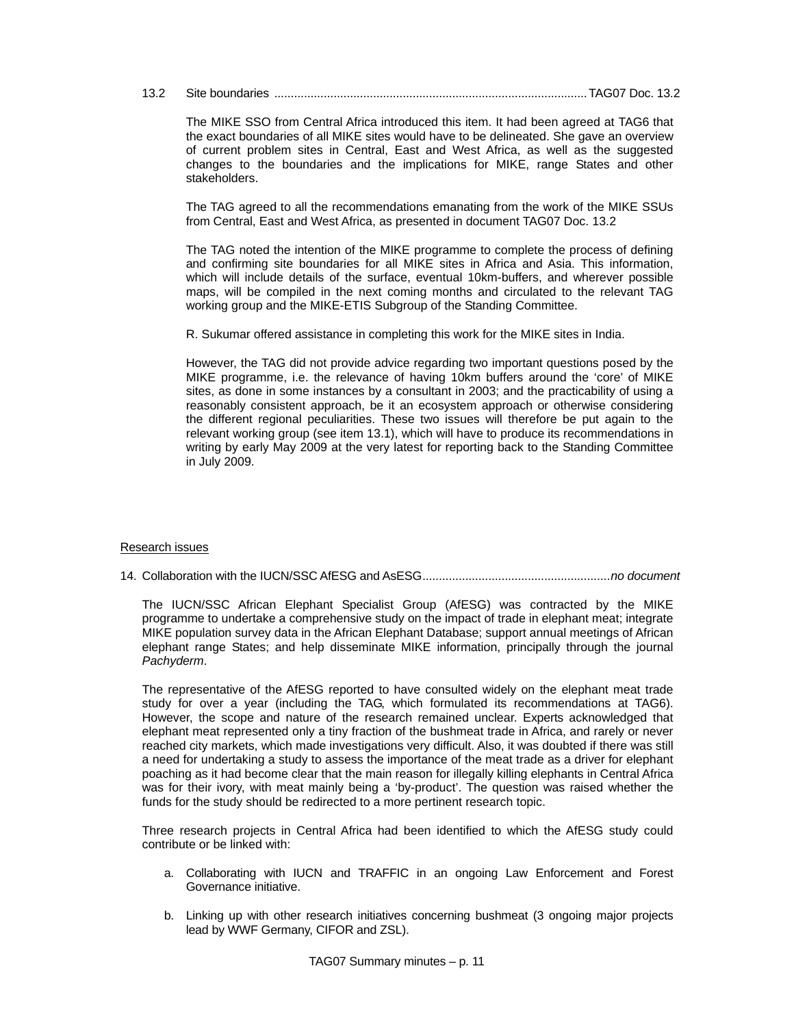13.2 Site boundaries ............................................................................................ TAG07 Doc. 13.2

The MIKE SSO from Central Africa introduced this item. It had been agreed at TAG6 that the exact boundaries of all MIKE sites would have to be delineated. She gave an overview of current problem sites in Central, East and West Africa, as well as the suggested changes to the boundaries and the implications for MIKE, range States and other stakeholders.

The TAG agreed to all the recommendations emanating from the work of the MIKE SSUs from Central, East and West Africa, as presented in document TAG07 Doc. 13.2

The TAG noted the intention of the MIKE programme to complete the process of defining and confirming site boundaries for all MIKE sites in Africa and Asia. This information, which will include details of the surface, eventual 10km-buffers, and wherever possible maps, will be compiled in the next coming months and circulated to the relevant TAG working group and the MIKE-ETIS Subgroup of the Standing Committee.

R. Sukumar offered assistance in completing this work for the MIKE sites in India.

However, the TAG did not provide advice regarding two important questions posed by the MIKE programme, i.e. the relevance of having 10km buffers around the 'core' of MIKE sites, as done in some instances by a consultant in 2003; and the practicability of using a reasonably consistent approach, be it an ecosystem approach or otherwise considering the different regional peculiarities. These two issues will therefore be put again to the relevant working group (see item 13.1), which will have to produce its recommendations in writing by early May 2009 at the very latest for reporting back to the Standing Committee in July 2009.

Research issues

14. Collaboration with the IUCN/SSC AfESG and AsESG........................................................ *no document*

The IUCN/SSC African Elephant Specialist Group (AfESG) was contracted by the MIKE programme to undertake a comprehensive study on the impact of trade in elephant meat; integrate MIKE population survey data in the African Elephant Database; support annual meetings of African elephant range States; and help disseminate MIKE information, principally through the journal *Pachyderm*.

The representative of the AfESG reported to have consulted widely on the elephant meat trade study for over a year (including the TAG, which formulated its recommendations at TAG6). However, the scope and nature of the research remained unclear. Experts acknowledged that elephant meat represented only a tiny fraction of the bushmeat trade in Africa, and rarely or never reached city markets, which made investigations very difficult. Also, it was doubted if there was still a need for undertaking a study to assess the importance of the meat trade as a driver for elephant poaching as it had become clear that the main reason for illegally killing elephants in Central Africa was for their ivory, with meat mainly being a 'by-product'. The question was raised whether the funds for the study should be redirected to a more pertinent research topic.

Three research projects in Central Africa had been identified to which the AfESG study could contribute or be linked with:

a. Collaborating with IUCN and TRAFFIC in an ongoing Law Enforcement and Forest Governance initiative.

b. Linking up with other research initiatives concerning bushmeat (3 ongoing major projects lead by WWF Germany, CIFOR and ZSL).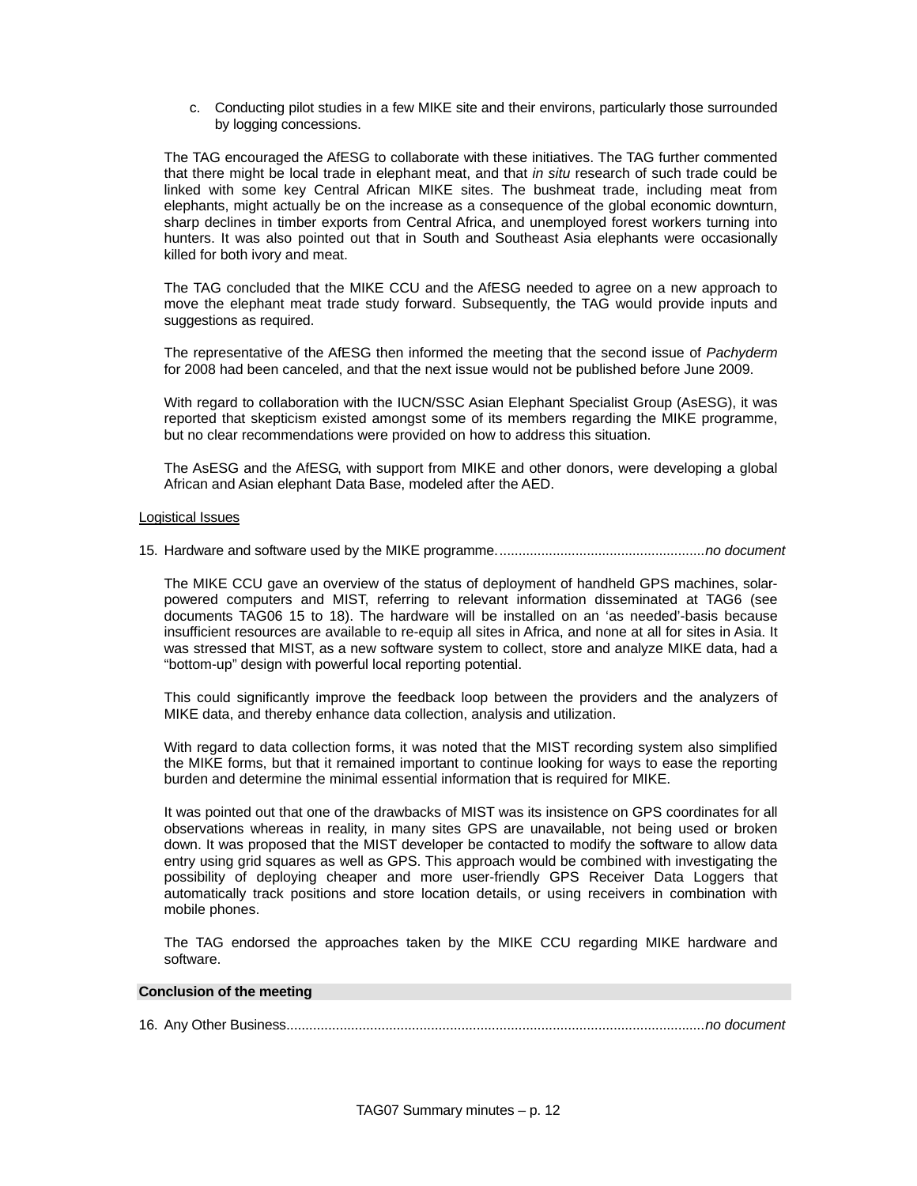c. Conducting pilot studies in a few MIKE site and their environs, particularly those surrounded by logging concessions.

The TAG encouraged the AfESG to collaborate with these initiatives. The TAG further commented that there might be local trade in elephant meat, and that *in situ* research of such trade could be linked with some key Central African MIKE sites. The bushmeat trade, including meat from elephants, might actually be on the increase as a consequence of the global economic downturn, sharp declines in timber exports from Central Africa, and unemployed forest workers turning into hunters. It was also pointed out that in South and Southeast Asia elephants were occasionally killed for both ivory and meat.

The TAG concluded that the MIKE CCU and the AfESG needed to agree on a new approach to move the elephant meat trade study forward. Subsequently, the TAG would provide inputs and suggestions as required.

The representative of the AfESG then informed the meeting that the second issue of *Pachyderm* for 2008 had been canceled, and that the next issue would not be published before June 2009.

With regard to collaboration with the IUCN/SSC Asian Elephant Specialist Group (AsESG), it was reported that skepticism existed amongst some of its members regarding the MIKE programme, but no clear recommendations were provided on how to address this situation.

The AsESG and the AfESG, with support from MIKE and other donors, were developing a global African and Asian elephant Data Base, modeled after the AED.

Logistical Issues

15. Hardware and software used by the MIKE programme......................................................*no document*

The MIKE CCU gave an overview of the status of deployment of handheld GPS machines, solar-powered computers and MIST, referring to relevant information disseminated at TAG6 (see documents TAG06 15 to 18). The hardware will be installed on an 'as needed'-basis because insufficient resources are available to re-equip all sites in Africa, and none at all for sites in Asia. It was stressed that MIST, as a new software system to collect, store and analyze MIKE data, had a "bottom-up" design with powerful local reporting potential.

This could significantly improve the feedback loop between the providers and the analyzers of MIKE data, and thereby enhance data collection, analysis and utilization.

With regard to data collection forms, it was noted that the MIST recording system also simplified the MIKE forms, but that it remained important to continue looking for ways to ease the reporting burden and determine the minimal essential information that is required for MIKE.

It was pointed out that one of the drawbacks of MIST was its insistence on GPS coordinates for all observations whereas in reality, in many sites GPS are unavailable, not being used or broken down. It was proposed that the MIST developer be contacted to modify the software to allow data entry using grid squares as well as GPS. This approach would be combined with investigating the possibility of deploying cheaper and more user-friendly GPS Receiver Data Loggers that automatically track positions and store location details, or using receivers in combination with mobile phones.

The TAG endorsed the approaches taken by the MIKE CCU regarding MIKE hardware and software.

**Conclusion of the meeting**

16. Any Other Business.............................................................................................................*no document*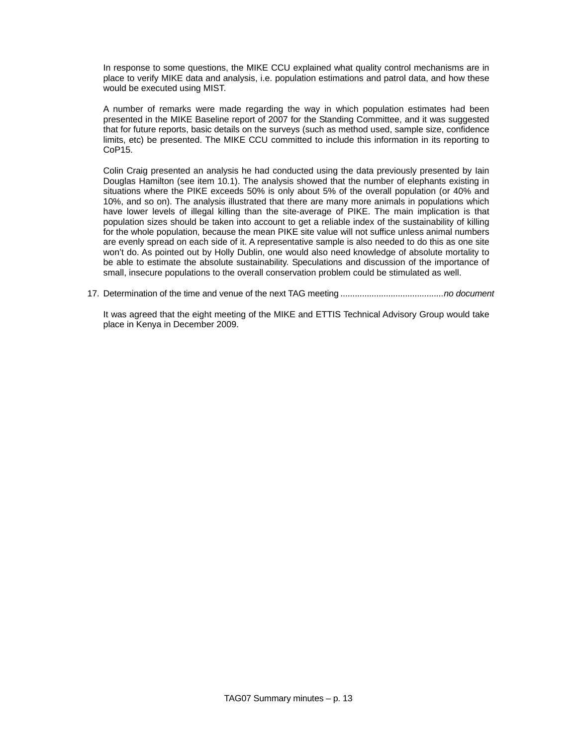In response to some questions, the MIKE CCU explained what quality control mechanisms are in place to verify MIKE data and analysis, i.e. population estimations and patrol data, and how these would be executed using MIST.

A number of remarks were made regarding the way in which population estimates had been presented in the MIKE Baseline report of 2007 for the Standing Committee, and it was suggested that for future reports, basic details on the surveys (such as method used, sample size, confidence limits, etc) be presented. The MIKE CCU committed to include this information in its reporting to CoP15.

Colin Craig presented an analysis he had conducted using the data previously presented by Iain Douglas Hamilton (see item 10.1). The analysis showed that the number of elephants existing in situations where the PIKE exceeds 50% is only about 5% of the overall population (or 40% and 10%, and so on). The analysis illustrated that there are many more animals in populations which have lower levels of illegal killing than the site-average of PIKE. The main implication is that population sizes should be taken into account to get a reliable index of the sustainability of killing for the whole population, because the mean PIKE site value will not suffice unless animal numbers are evenly spread on each side of it. A representative sample is also needed to do this as one site won't do. As pointed out by Holly Dublin, one would also need knowledge of absolute mortality to be able to estimate the absolute sustainability. Speculations and discussion of the importance of small, insecure populations to the overall conservation problem could be stimulated as well.

17. Determination of the time and venue of the next TAG meeting .......................................... *no document*

It was agreed that the eight meeting of the MIKE and ETTIS Technical Advisory Group would take place in Kenya in December 2009.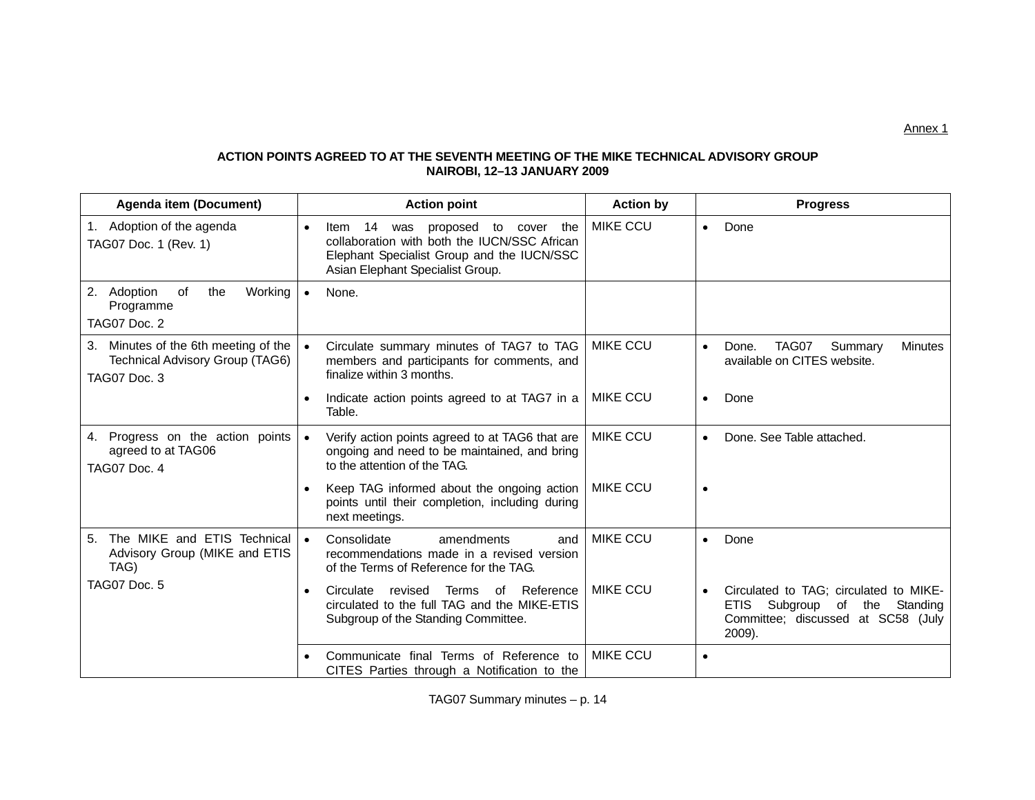Annex 1

**ACTION POINTS AGREED TO AT THE SEVENTH MEETING OF THE MIKE TECHNICAL ADVISORY GROUP**
**NAIROBI, 12–13 JANUARY 2009**

| Agenda item (Document) | Action point | Action by | Progress |
|---|---|---|---|
| 1. Adoption of the agenda<br>TAG07 Doc. 1 (Rev. 1) | • Item 14 was proposed to cover the collaboration with both the IUCN/SSC African Elephant Specialist Group and the IUCN/SSC Asian Elephant Specialist Group. | MIKE CCU | • Done |
| 2. Adoption of the Working Programme<br>TAG07 Doc. 2 | • None. | | |
| 3. Minutes of the 6th meeting of the Technical Advisory Group (TAG6)<br>TAG07 Doc. 3 | • Circulate summary minutes of TAG7 to TAG members and participants for comments, and finalize within 3 months. | MIKE CCU | • Done. TAG07 Summary Minutes available on CITES website. |
| | • Indicate action points agreed to at TAG7 in a Table. | MIKE CCU | • Done |
| 4. Progress on the action points agreed to at TAG06<br>TAG07 Doc. 4 | • Verify action points agreed to at TAG6 that are ongoing and need to be maintained, and bring to the attention of the TAG. | MIKE CCU | • Done. See Table attached. |
| | • Keep TAG informed about the ongoing action points until their completion, including during next meetings. | MIKE CCU | • |
| 5. The MIKE and ETIS Technical Advisory Group (MIKE and ETIS TAG)<br>TAG07 Doc. 5 | • Consolidate amendments and recommendations made in a revised version of the Terms of Reference for the TAG. | MIKE CCU | • Done |
| | • Circulate revised Terms of Reference circulated to the full TAG and the MIKE-ETIS Subgroup of the Standing Committee. | MIKE CCU | • Circulated to TAG; circulated to MIKE-ETIS Subgroup of the Standing Committee; discussed at SC58 (July 2009). |
| | • Communicate final Terms of Reference to CITES Parties through a Notification to the | MIKE CCU | • |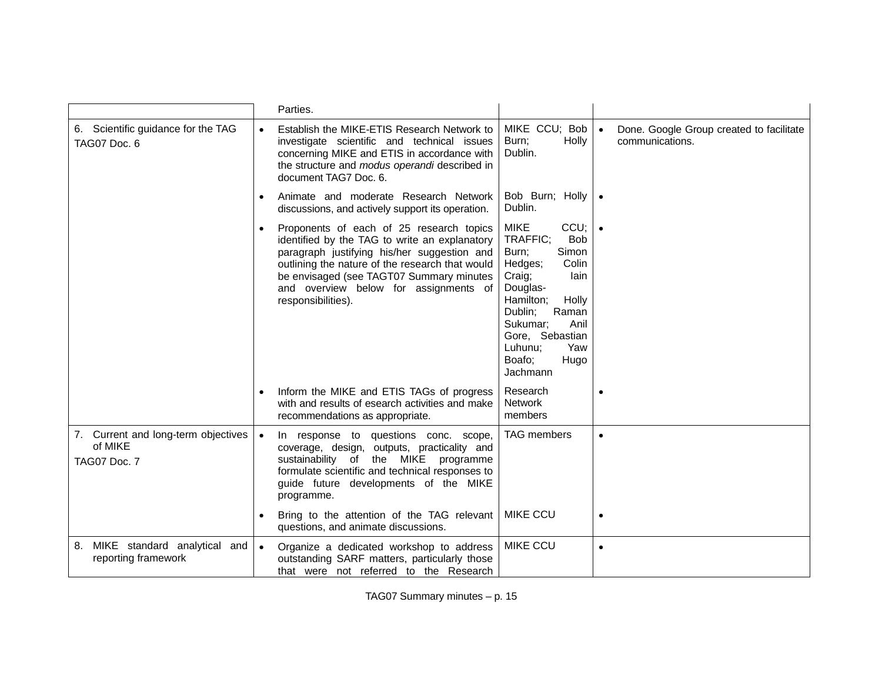| | | | |
|---|---|---|---|
| | Parties. | | |
| 6. Scientific guidance for the TAG<br>TAG07 Doc. 6 | • Establish the MIKE-ETIS Research Network to investigate scientific and technical issues concerning MIKE and ETIS in accordance with the structure and *modus operandi* described in document TAG7 Doc. 6. | MIKE CCU; Bob Burn; Holly Dublin. | • Done. Google Group created to facilitate communications. |
| | • Animate and moderate Research Network discussions, and actively support its operation. | Bob Burn; Holly Dublin. | • |
| | • Proponents of each of 25 research topics identified by the TAG to write an explanatory paragraph justifying his/her suggestion and outlining the nature of the research that would be envisaged (see TAGT07 Summary minutes and overview below for assignments of responsibilities). | MIKE CCU; TRAFFIC; Bob Burn; Simon Hedges; Colin Craig; Iain Douglas-Hamilton; Holly Dublin; Raman Sukumar; Anil Gore, Sebastian Luhunu; Yaw Boafo; Hugo Jachmann | • |
| | • Inform the MIKE and ETIS TAGs of progress with and results of esearch activities and make recommendations as appropriate. | Research Network members | • |
| 7. Current and long-term objectives of MIKE<br>TAG07 Doc. 7 | • In response to questions conc. scope, coverage, design, outputs, practicality and sustainability of the MIKE programme formulate scientific and technical responses to guide future developments of the MIKE programme. | TAG members | • |
| | • Bring to the attention of the TAG relevant questions, and animate discussions. | MIKE CCU | • |
| 8. MIKE standard analytical and reporting framework | • Organize a dedicated workshop to address outstanding SARF matters, particularly those that were not referred to the Research | MIKE CCU | • |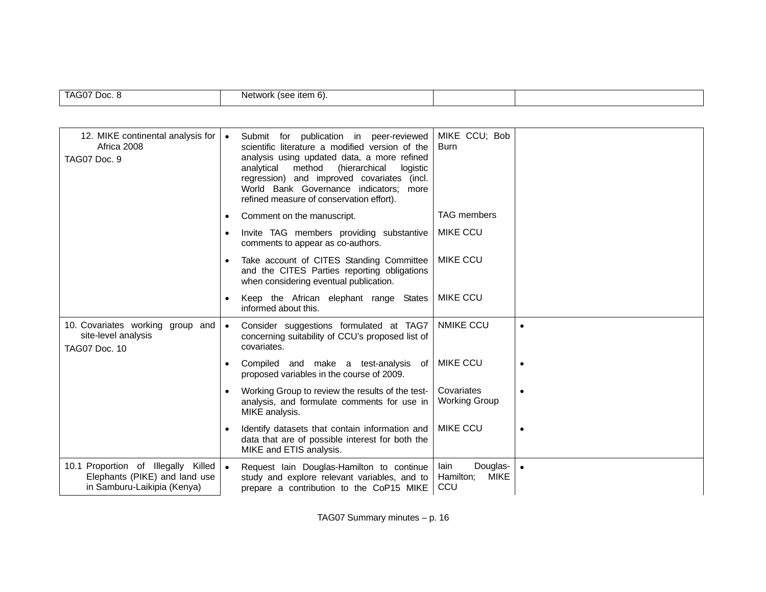| | | | |
|---|---|---|---|
| TAG07 Doc. 8 | Network (see item 6). | | |

| | | | |
|---|---|---|---|
| 12. MIKE continental analysis for Africa 2008<br>TAG07 Doc. 9 | • Submit for publication in peer-reviewed scientific literature a modified version of the analysis using updated data, a more refined analytical method (hierarchical logistic regression) and improved covariates (incl. World Bank Governance indicators; more refined measure of conservation effort). | MIKE CCU; Bob Burn | |
| | • Comment on the manuscript. | TAG members | |
| | • Invite TAG members providing substantive comments to appear as co-authors. | MIKE CCU | |
| | • Take account of CITES Standing Committee and the CITES Parties reporting obligations when considering eventual publication. | MIKE CCU | |
| | • Keep the African elephant range States informed about this. | MIKE CCU | |
| 10. Covariates working group and site-level analysis<br>TAG07 Doc. 10 | • Consider suggestions formulated at TAG7 concerning suitability of CCU's proposed list of covariates. | NMIKE CCU | • |
| | • Compiled and make a test-analysis of proposed variables in the course of 2009. | MIKE CCU | • |
| | • Working Group to review the results of the test-analysis, and formulate comments for use in MIKE analysis. | Covariates Working Group | • |
| | • Identify datasets that contain information and data that are of possible interest for both the MIKE and ETIS analysis. | MIKE CCU | • |
| 10.1 Proportion of Illegally Killed Elephants (PIKE) and land use in Samburu-Laikipia (Kenya) | • Request Iain Douglas-Hamilton to continue study and explore relevant variables, and to prepare a contribution to the CoP15 MIKE | Iain Douglas-Hamilton; MIKE CCU | • |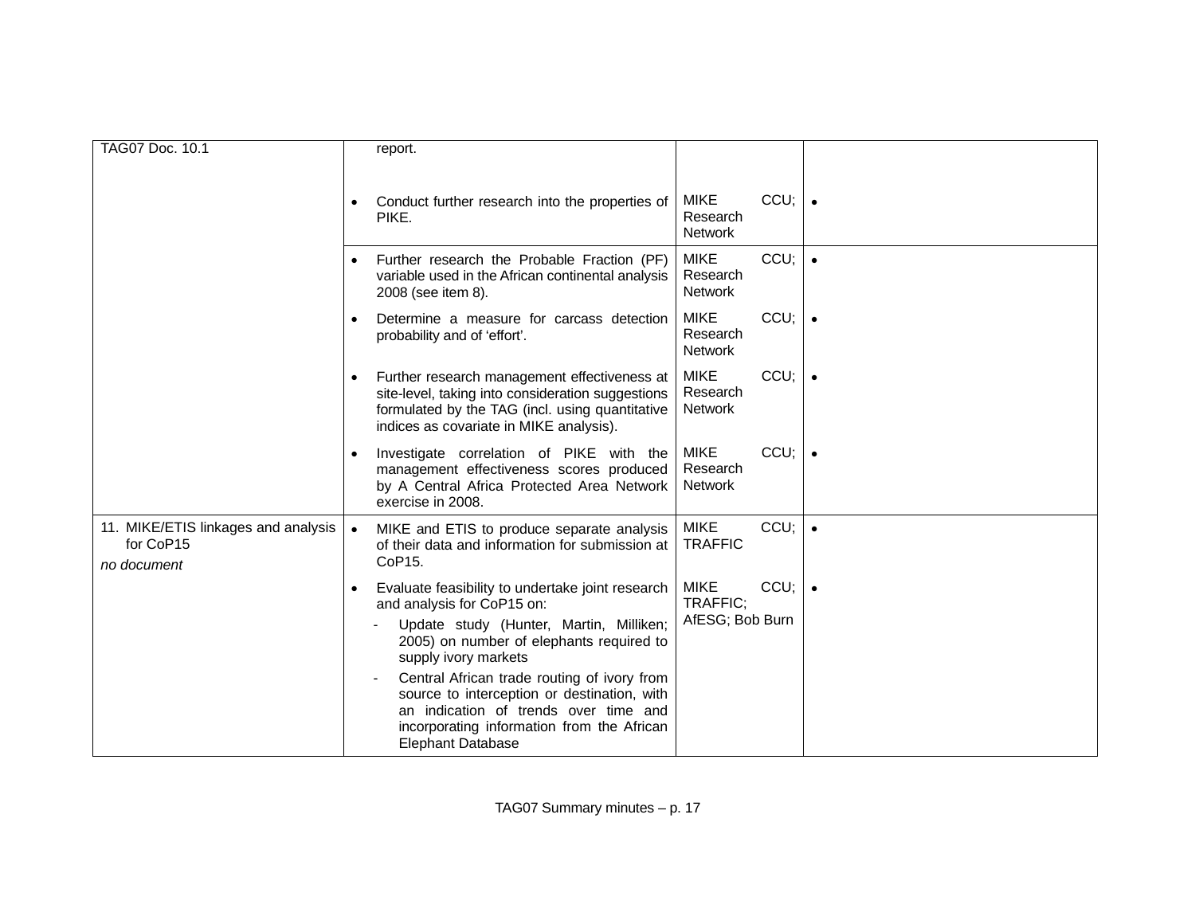| | | | |
|---|---|---|---|
| TAG07 Doc. 10.1 | report.<br><br>• Conduct further research into the properties of PIKE. | MIKE CCU; Research Network | • |
| | • Further research the Probable Fraction (PF) variable used in the African continental analysis 2008 (see item 8). | MIKE CCU; Research Network | • |
| | • Determine a measure for carcass detection probability and of 'effort'. | MIKE CCU; Research Network | • |
| | • Further research management effectiveness at site-level, taking into consideration suggestions formulated by the TAG (incl. using quantitative indices as covariate in MIKE analysis). | MIKE CCU; Research Network | • |
| | • Investigate correlation of PIKE with the management effectiveness scores produced by A Central Africa Protected Area Network exercise in 2008. | MIKE CCU; Research Network | • |
| 11. MIKE/ETIS linkages and analysis for CoP15<br>*no document* | • MIKE and ETIS to produce separate analysis of their data and information for submission at CoP15. | MIKE CCU; TRAFFIC | • |
| | • Evaluate feasibility to undertake joint research and analysis for CoP15 on:<br>- Update study (Hunter, Martin, Milliken; 2005) on number of elephants required to supply ivory markets<br>- Central African trade routing of ivory from source to interception or destination, with an indication of trends over time and incorporating information from the African Elephant Database | MIKE CCU; TRAFFIC; AfESG; Bob Burn | • |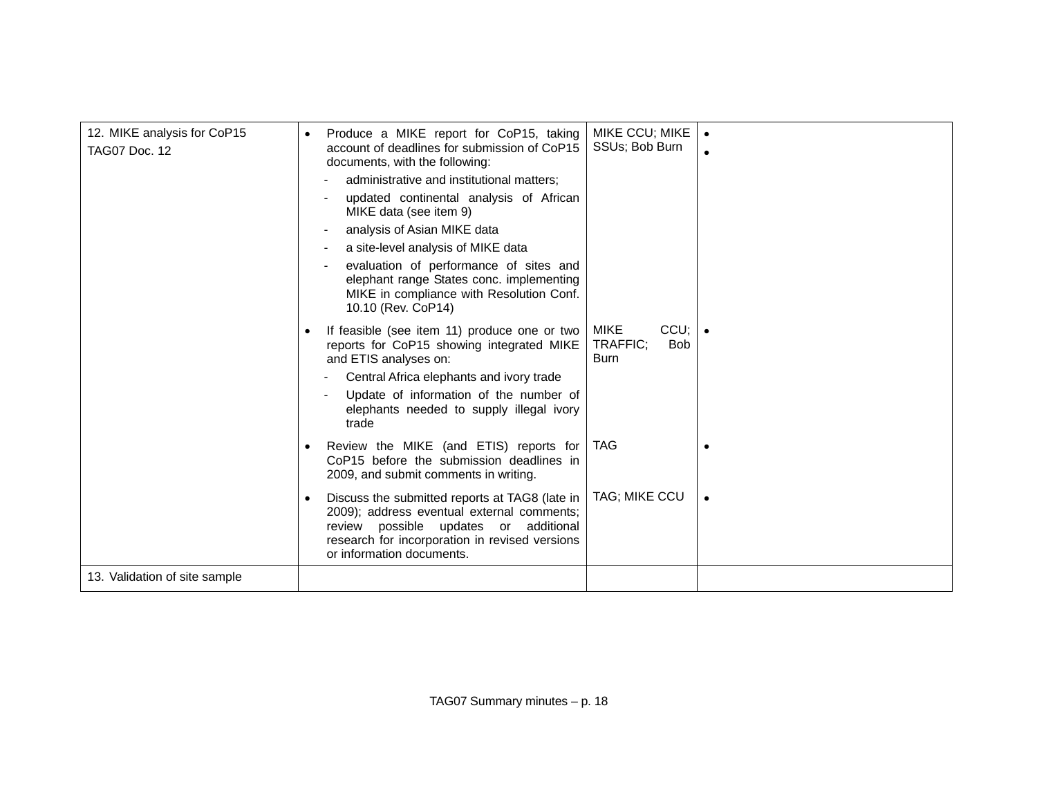| | | | |
|---|---|---|---|
| 12. MIKE analysis for CoP15<br>TAG07 Doc. 12 | • Produce a MIKE report for CoP15, taking account of deadlines for submission of CoP15 documents, with the following:<br>- administrative and institutional matters;<br>- updated continental analysis of African MIKE data (see item 9)<br>- analysis of Asian MIKE data<br>- a site-level analysis of MIKE data<br>- evaluation of performance of sites and elephant range States conc. implementing MIKE in compliance with Resolution Conf. 10.10 (Rev. CoP14) | MIKE CCU; MIKE SSUs; Bob Burn | •<br>• |
| | • If feasible (see item 11) produce one or two reports for CoP15 showing integrated MIKE and ETIS analyses on:<br>- Central Africa elephants and ivory trade<br>- Update of information of the number of elephants needed to supply illegal ivory trade | MIKE CCU; TRAFFIC; Bob Burn | • |
| | • Review the MIKE (and ETIS) reports for CoP15 before the submission deadlines in 2009, and submit comments in writing. | TAG | • |
| | • Discuss the submitted reports at TAG8 (late in 2009); address eventual external comments; review possible updates or additional research for incorporation in revised versions or information documents. | TAG; MIKE CCU | • |
| 13. Validation of site sample | | | |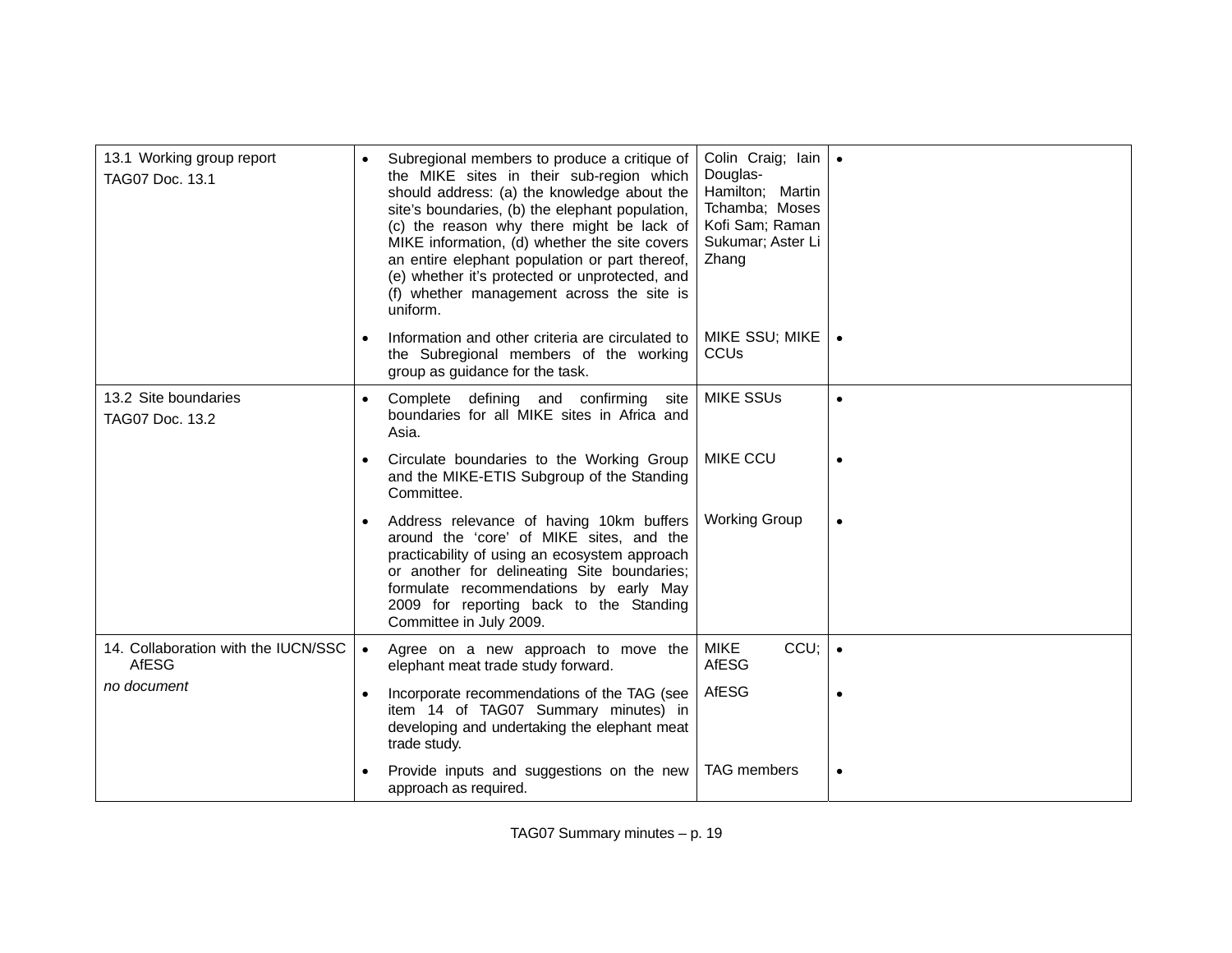| | | | |
|---|---|---|---|
| 13.1 Working group report<br>TAG07 Doc. 13.1 | • Subregional members to produce a critique of the MIKE sites in their sub-region which should address: (a) the knowledge about the site's boundaries, (b) the elephant population, (c) the reason why there might be lack of MIKE information, (d) whether the site covers an entire elephant population or part thereof, (e) whether it's protected or unprotected, and (f) whether management across the site is uniform. | Colin Craig; Iain Douglas-Hamilton; Martin Tchamba; Moses Kofi Sam; Raman Sukumar; Aster Li Zhang | • |
| | • Information and other criteria are circulated to the Subregional members of the working group as guidance for the task. | MIKE SSU; MIKE CCUs | • |
| 13.2 Site boundaries<br>TAG07 Doc. 13.2 | • Complete defining and confirming site boundaries for all MIKE sites in Africa and Asia. | MIKE SSUs | • |
| | • Circulate boundaries to the Working Group and the MIKE-ETIS Subgroup of the Standing Committee. | MIKE CCU | • |
| | • Address relevance of having 10km buffers around the 'core' of MIKE sites, and the practicability of using an ecosystem approach or another for delineating Site boundaries; formulate recommendations by early May 2009 for reporting back to the Standing Committee in July 2009. | Working Group | • |
| 14. Collaboration with the IUCN/SSC AfESG<br>*no document* | • Agree on a new approach to move the elephant meat trade study forward. | MIKE CCU; AfESG | • |
| | • Incorporate recommendations of the TAG (see item 14 of TAG07 Summary minutes) in developing and undertaking the elephant meat trade study. | AfESG | • |
| | • Provide inputs and suggestions on the new approach as required. | TAG members | • |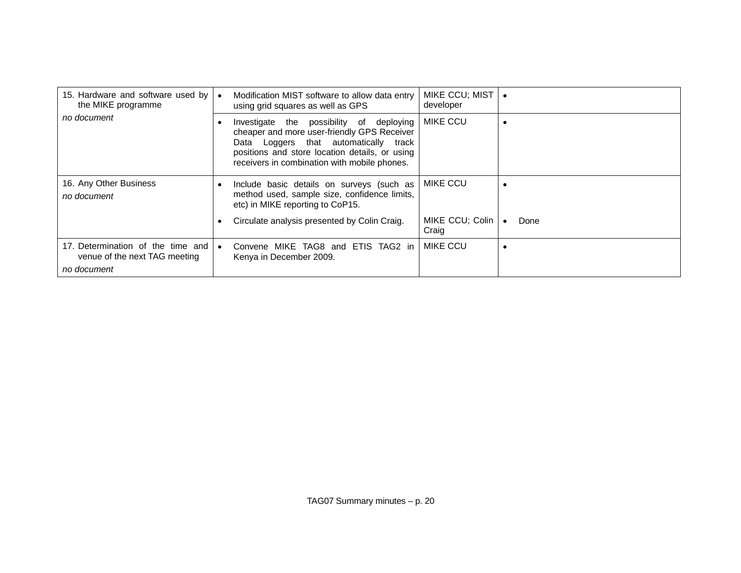| | | | |
|---|---|---|---|
| 15. Hardware and software used by the MIKE programme<br>*no document* | • Modification MIST software to allow data entry using grid squares as well as GPS | MIKE CCU; MIST developer | • |
| | • Investigate the possibility of deploying cheaper and more user-friendly GPS Receiver Data Loggers that automatically track positions and store location details, or using receivers in combination with mobile phones. | MIKE CCU | • |
| 16. Any Other Business<br>*no document* | • Include basic details on surveys (such as method used, sample size, confidence limits, etc) in MIKE reporting to CoP15.<br>• Circulate analysis presented by Colin Craig. | MIKE CCU<br><br>MIKE CCU; Colin Craig | •<br><br>• Done |
| 17. Determination of the time and venue of the next TAG meeting<br>*no document* | • Convene MIKE TAG8 and ETIS TAG2 in Kenya in December 2009. | MIKE CCU | • |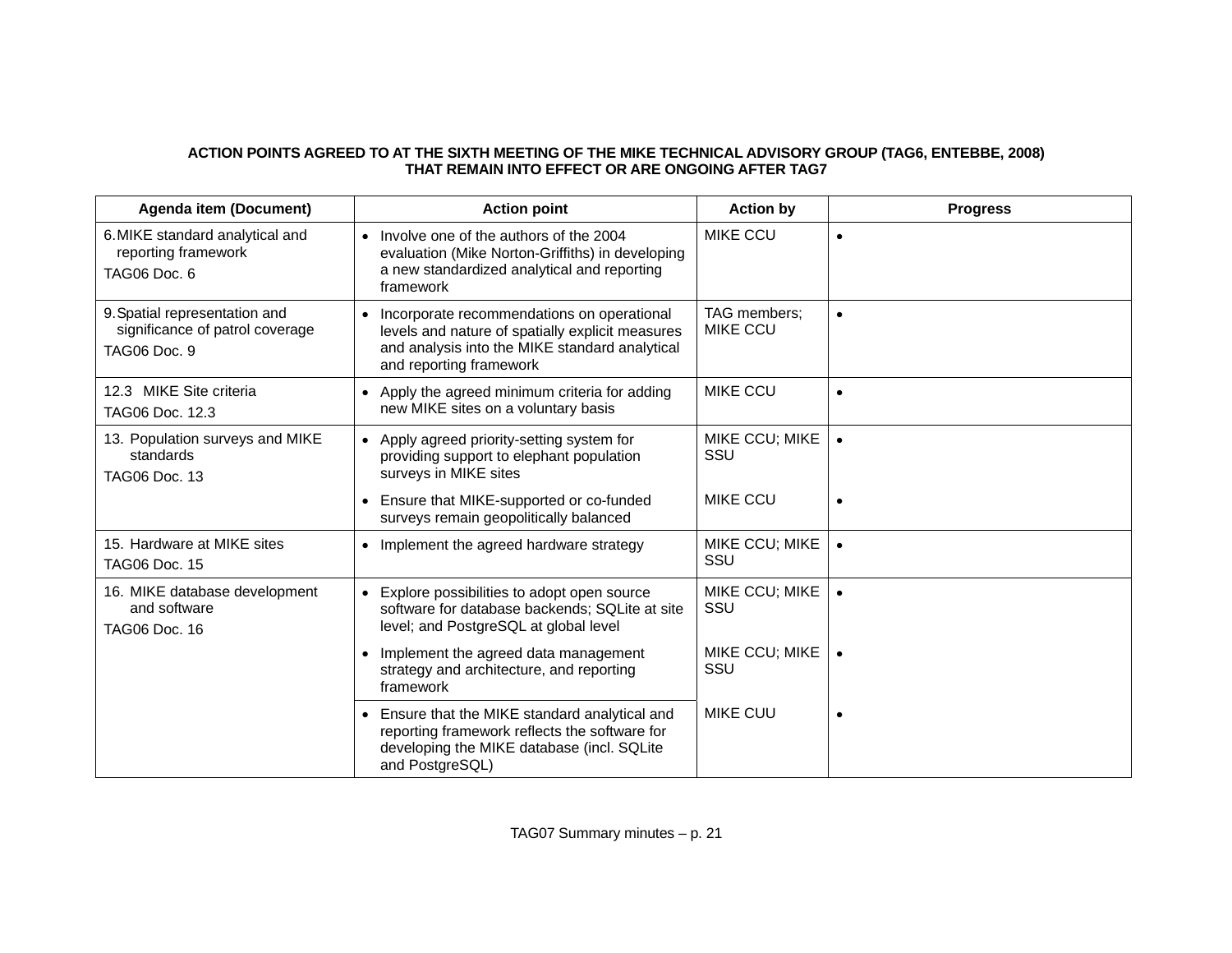**ACTION POINTS AGREED TO AT THE SIXTH MEETING OF THE MIKE TECHNICAL ADVISORY GROUP (TAG6, ENTEBBE, 2008) THAT REMAIN INTO EFFECT OR ARE ONGOING AFTER TAG7**

| Agenda item (Document) | Action point | Action by | Progress |
|---|---|---|---|
| 6. MIKE standard analytical and reporting framework<br>TAG06 Doc. 6 | • Involve one of the authors of the 2004 evaluation (Mike Norton-Griffiths) in developing a new standardized analytical and reporting framework | MIKE CCU | • |
| 9. Spatial representation and significance of patrol coverage<br>TAG06 Doc. 9 | • Incorporate recommendations on operational levels and nature of spatially explicit measures and analysis into the MIKE standard analytical and reporting framework | TAG members; MIKE CCU | • |
| 12.3 MIKE Site criteria<br>TAG06 Doc. 12.3 | • Apply the agreed minimum criteria for adding new MIKE sites on a voluntary basis | MIKE CCU | • |
| 13. Population surveys and MIKE standards<br>TAG06 Doc. 13 | • Apply agreed priority-setting system for providing support to elephant population surveys in MIKE sites | MIKE CCU; MIKE SSU | • |
| | • Ensure that MIKE-supported or co-funded surveys remain geopolitically balanced | MIKE CCU | • |
| 15. Hardware at MIKE sites<br>TAG06 Doc. 15 | • Implement the agreed hardware strategy | MIKE CCU; MIKE SSU | • |
| 16. MIKE database development and software<br>TAG06 Doc. 16 | • Explore possibilities to adopt open source software for database backends; SQLite at site level; and PostgreSQL at global level | MIKE CCU; MIKE SSU | • |
| | • Implement the agreed data management strategy and architecture, and reporting framework | MIKE CCU; MIKE SSU | • |
| | • Ensure that the MIKE standard analytical and reporting framework reflects the software for developing the MIKE database (incl. SQLite and PostgreSQL) | MIKE CUU | • |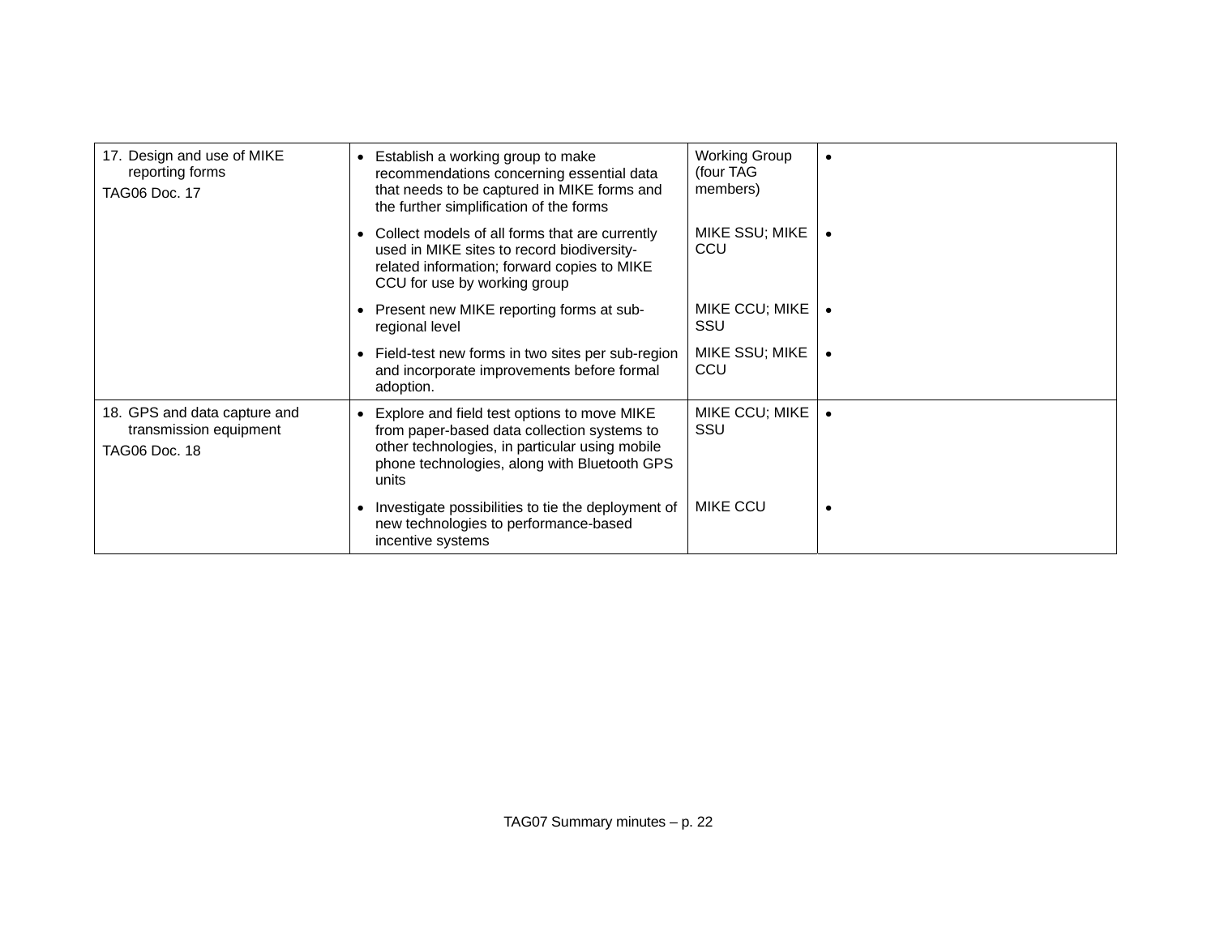| | | | |
|---|---|---|---|
| 17. Design and use of MIKE reporting forms<br>TAG06 Doc. 17 | • Establish a working group to make recommendations concerning essential data that needs to be captured in MIKE forms and the further simplification of the forms | Working Group (four TAG members) | • |
| | • Collect models of all forms that are currently used in MIKE sites to record biodiversity-related information; forward copies to MIKE CCU for use by working group | MIKE SSU; MIKE CCU | • |
| | • Present new MIKE reporting forms at sub-regional level | MIKE CCU; MIKE SSU | • |
| | • Field-test new forms in two sites per sub-region and incorporate improvements before formal adoption. | MIKE SSU; MIKE CCU | • |
| 18. GPS and data capture and transmission equipment<br>TAG06 Doc. 18 | • Explore and field test options to move MIKE from paper-based data collection systems to other technologies, in particular using mobile phone technologies, along with Bluetooth GPS units | MIKE CCU; MIKE SSU | • |
| | • Investigate possibilities to tie the deployment of new technologies to performance-based incentive systems | MIKE CCU | • |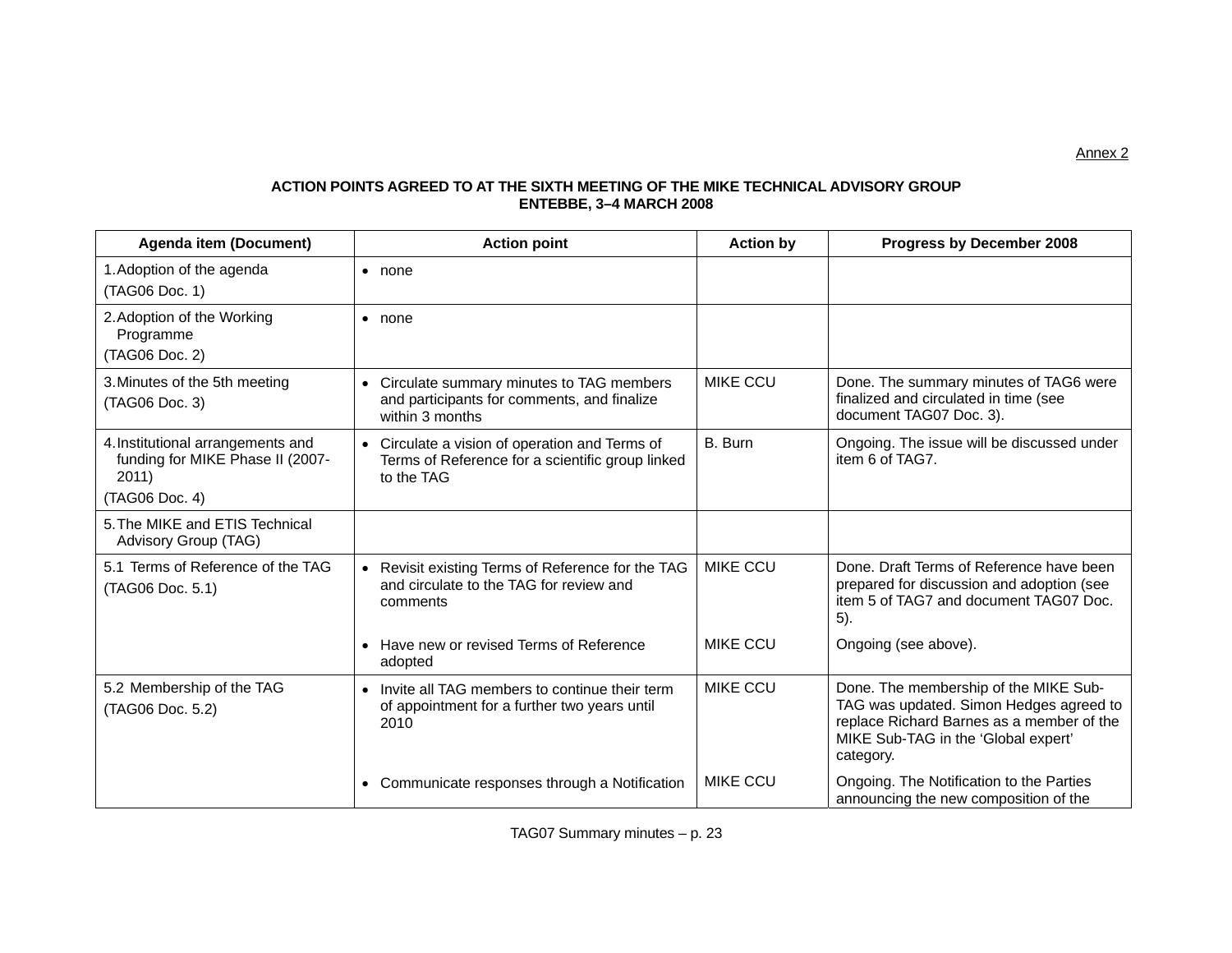Annex 2

**ACTION POINTS AGREED TO AT THE SIXTH MEETING OF THE MIKE TECHNICAL ADVISORY GROUP ENTEBBE, 3–4 MARCH 2008**

| Agenda item (Document) | Action point | Action by | Progress by December 2008 |
|---|---|---|---|
| 1. Adoption of the agenda<br>(TAG06 Doc. 1) | • none | | |
| 2. Adoption of the Working Programme<br>(TAG06 Doc. 2) | • none | | |
| 3. Minutes of the 5th meeting<br>(TAG06 Doc. 3) | • Circulate summary minutes to TAG members and participants for comments, and finalize within 3 months | MIKE CCU | Done. The summary minutes of TAG6 were finalized and circulated in time (see document TAG07 Doc. 3). |
| 4. Institutional arrangements and funding for MIKE Phase II (2007-2011)<br>(TAG06 Doc. 4) | • Circulate a vision of operation and Terms of Terms of Reference for a scientific group linked to the TAG | B. Burn | Ongoing. The issue will be discussed under item 6 of TAG7. |
| 5. The MIKE and ETIS Technical Advisory Group (TAG) | | | |
| 5.1 Terms of Reference of the TAG<br>(TAG06 Doc. 5.1) | • Revisit existing Terms of Reference for the TAG and circulate to the TAG for review and comments | MIKE CCU | Done. Draft Terms of Reference have been prepared for discussion and adoption (see item 5 of TAG7 and document TAG07 Doc. 5). |
| | • Have new or revised Terms of Reference adopted | MIKE CCU | Ongoing (see above). |
| 5.2 Membership of the TAG<br>(TAG06 Doc. 5.2) | • Invite all TAG members to continue their term of appointment for a further two years until 2010 | MIKE CCU | Done. The membership of the MIKE Sub-TAG was updated. Simon Hedges agreed to replace Richard Barnes as a member of the MIKE Sub-TAG in the 'Global expert' category. |
| | • Communicate responses through a Notification | MIKE CCU | Ongoing. The Notification to the Parties announcing the new composition of the |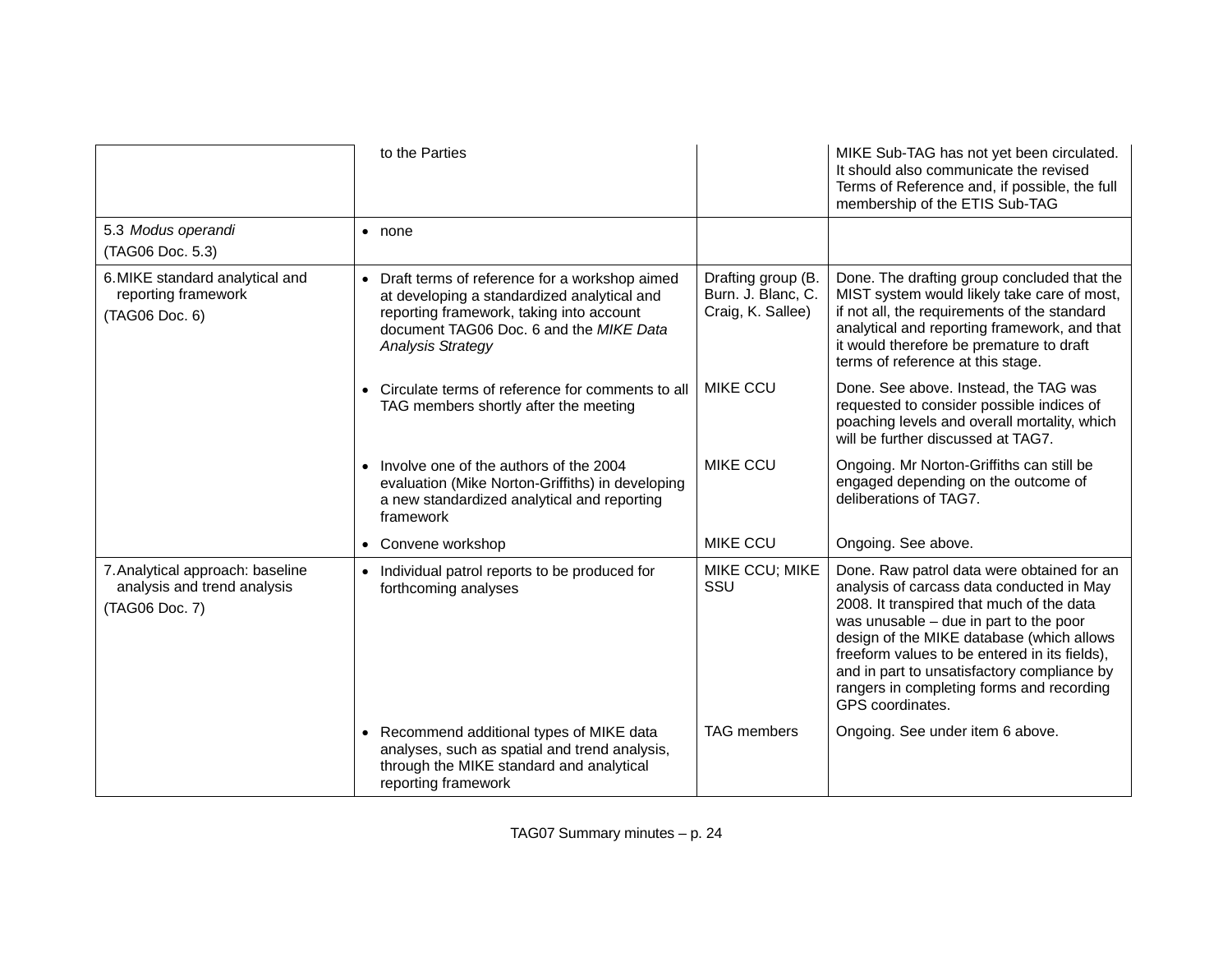| | | | |
|---|---|---|---|
| | to the Parties | | MIKE Sub-TAG has not yet been circulated. It should also communicate the revised Terms of Reference and, if possible, the full membership of the ETIS Sub-TAG |
| 5.3 *Modus operandi*<br>(TAG06 Doc. 5.3) | • none | | |
| 6. MIKE standard analytical and reporting framework<br>(TAG06 Doc. 6) | • Draft terms of reference for a workshop aimed at developing a standardized analytical and reporting framework, taking into account document TAG06 Doc. 6 and the *MIKE Data Analysis Strategy* | Drafting group (B. Burn. J. Blanc, C. Craig, K. Sallee) | Done. The drafting group concluded that the MIST system would likely take care of most, if not all, the requirements of the standard analytical and reporting framework, and that it would therefore be premature to draft terms of reference at this stage. |
| | • Circulate terms of reference for comments to all TAG members shortly after the meeting | MIKE CCU | Done. See above. Instead, the TAG was requested to consider possible indices of poaching levels and overall mortality, which will be further discussed at TAG7. |
| | • Involve one of the authors of the 2004 evaluation (Mike Norton-Griffiths) in developing a new standardized analytical and reporting framework | MIKE CCU | Ongoing. Mr Norton-Griffiths can still be engaged depending on the outcome of deliberations of TAG7. |
| | • Convene workshop | MIKE CCU | Ongoing. See above. |
| 7. Analytical approach: baseline analysis and trend analysis<br>(TAG06 Doc. 7) | • Individual patrol reports to be produced for forthcoming analyses | MIKE CCU; MIKE SSU | Done. Raw patrol data were obtained for an analysis of carcass data conducted in May 2008. It transpired that much of the data was unusable – due in part to the poor design of the MIKE database (which allows freeform values to be entered in its fields), and in part to unsatisfactory compliance by rangers in completing forms and recording GPS coordinates. |
| | • Recommend additional types of MIKE data analyses, such as spatial and trend analysis, through the MIKE standard and analytical reporting framework | TAG members | Ongoing. See under item 6 above. |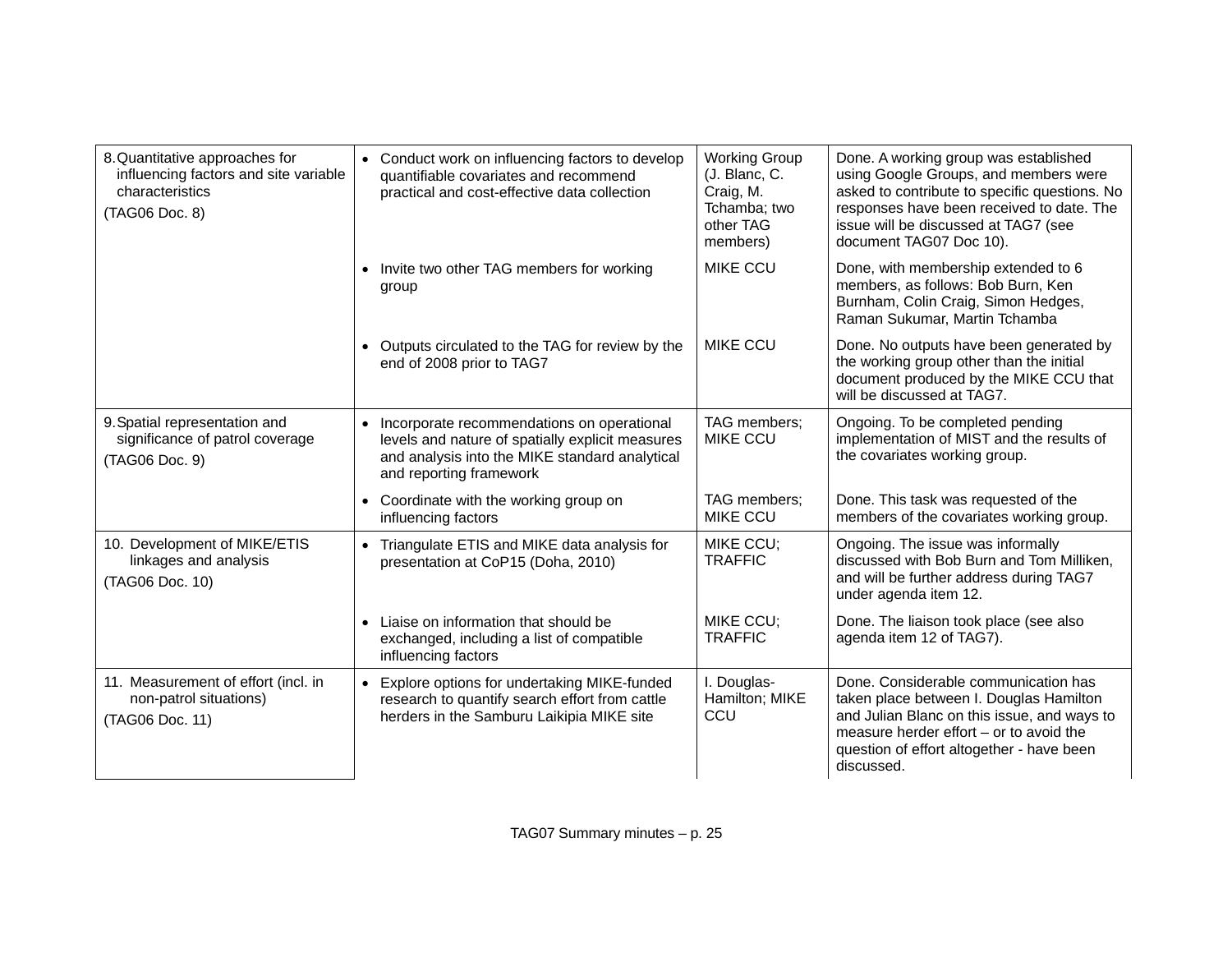| | | | |
|---|---|---|---|
| 8. Quantitative approaches for influencing factors and site variable characteristics<br>(TAG06 Doc. 8) | • Conduct work on influencing factors to develop quantifiable covariates and recommend practical and cost-effective data collection | Working Group (J. Blanc, C. Craig, M. Tchamba; two other TAG members) | Done. A working group was established using Google Groups, and members were asked to contribute to specific questions. No responses have been received to date. The issue will be discussed at TAG7 (see document TAG07 Doc 10). |
| | • Invite two other TAG members for working group | MIKE CCU | Done, with membership extended to 6 members, as follows: Bob Burn, Ken Burnham, Colin Craig, Simon Hedges, Raman Sukumar, Martin Tchamba |
| | • Outputs circulated to the TAG for review by the end of 2008 prior to TAG7 | MIKE CCU | Done. No outputs have been generated by the working group other than the initial document produced by the MIKE CCU that will be discussed at TAG7. |
| 9. Spatial representation and significance of patrol coverage<br>(TAG06 Doc. 9) | • Incorporate recommendations on operational levels and nature of spatially explicit measures and analysis into the MIKE standard analytical and reporting framework | TAG members; MIKE CCU | Ongoing. To be completed pending implementation of MIST and the results of the covariates working group. |
| | • Coordinate with the working group on influencing factors | TAG members; MIKE CCU | Done. This task was requested of the members of the covariates working group. |
| 10. Development of MIKE/ETIS linkages and analysis<br>(TAG06 Doc. 10) | • Triangulate ETIS and MIKE data analysis for presentation at CoP15 (Doha, 2010) | MIKE CCU; TRAFFIC | Ongoing. The issue was informally discussed with Bob Burn and Tom Milliken, and will be further address during TAG7 under agenda item 12. |
| | • Liaise on information that should be exchanged, including a list of compatible influencing factors | MIKE CCU; TRAFFIC | Done. The liaison took place (see also agenda item 12 of TAG7). |
| 11. Measurement of effort (incl. in non-patrol situations)<br>(TAG06 Doc. 11) | • Explore options for undertaking MIKE-funded research to quantify search effort from cattle herders in the Samburu Laikipia MIKE site | I. Douglas-Hamilton; MIKE CCU | Done. Considerable communication has taken place between I. Douglas Hamilton and Julian Blanc on this issue, and ways to measure herder effort – or to avoid the question of effort altogether - have been discussed. |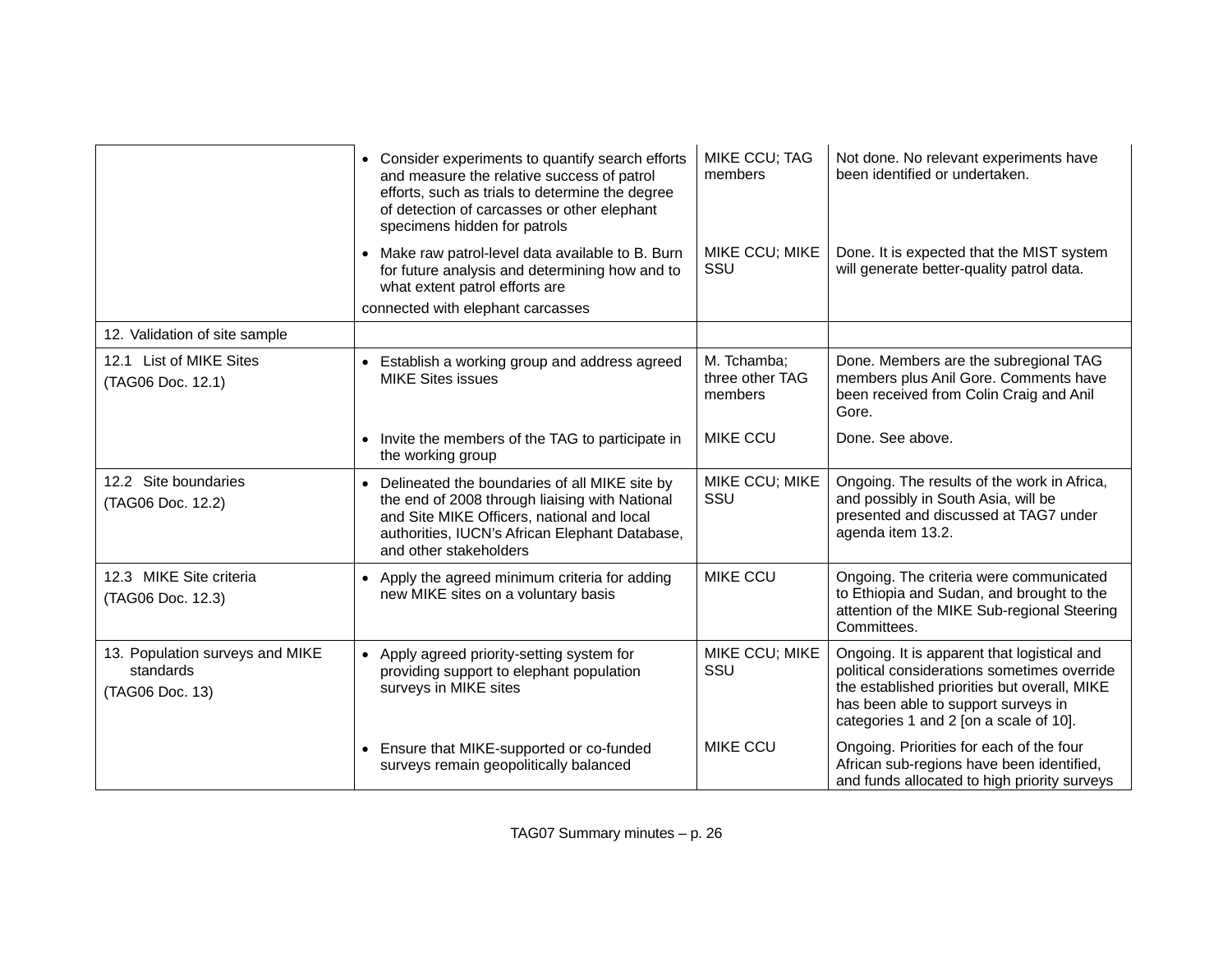| | | | |
|---|---|---|---|
| | • Consider experiments to quantify search efforts and measure the relative success of patrol efforts, such as trials to determine the degree of detection of carcasses or other elephant specimens hidden for patrols | MIKE CCU; TAG members | Not done. No relevant experiments have been identified or undertaken. |
| | • Make raw patrol-level data available to B. Burn for future analysis and determining how and to what extent patrol efforts are connected with elephant carcasses | MIKE CCU; MIKE SSU | Done. It is expected that the MIST system will generate better-quality patrol data. |
| 12. Validation of site sample | | | |
| 12.1 List of MIKE Sites (TAG06 Doc. 12.1) | • Establish a working group and address agreed MIKE Sites issues | M. Tchamba; three other TAG members | Done. Members are the subregional TAG members plus Anil Gore. Comments have been received from Colin Craig and Anil Gore. |
| | • Invite the members of the TAG to participate in the working group | MIKE CCU | Done. See above. |
| 12.2 Site boundaries (TAG06 Doc. 12.2) | • Delineated the boundaries of all MIKE site by the end of 2008 through liaising with National and Site MIKE Officers, national and local authorities, IUCN's African Elephant Database, and other stakeholders | MIKE CCU; MIKE SSU | Ongoing. The results of the work in Africa, and possibly in South Asia, will be presented and discussed at TAG7 under agenda item 13.2. |
| 12.3 MIKE Site criteria (TAG06 Doc. 12.3) | • Apply the agreed minimum criteria for adding new MIKE sites on a voluntary basis | MIKE CCU | Ongoing. The criteria were communicated to Ethiopia and Sudan, and brought to the attention of the MIKE Sub-regional Steering Committees. |
| 13. Population surveys and MIKE standards (TAG06 Doc. 13) | • Apply agreed priority-setting system for providing support to elephant population surveys in MIKE sites | MIKE CCU; MIKE SSU | Ongoing. It is apparent that logistical and political considerations sometimes override the established priorities but overall, MIKE has been able to support surveys in categories 1 and 2 [on a scale of 10]. |
| | • Ensure that MIKE-supported or co-funded surveys remain geopolitically balanced | MIKE CCU | Ongoing. Priorities for each of the four African sub-regions have been identified, and funds allocated to high priority surveys |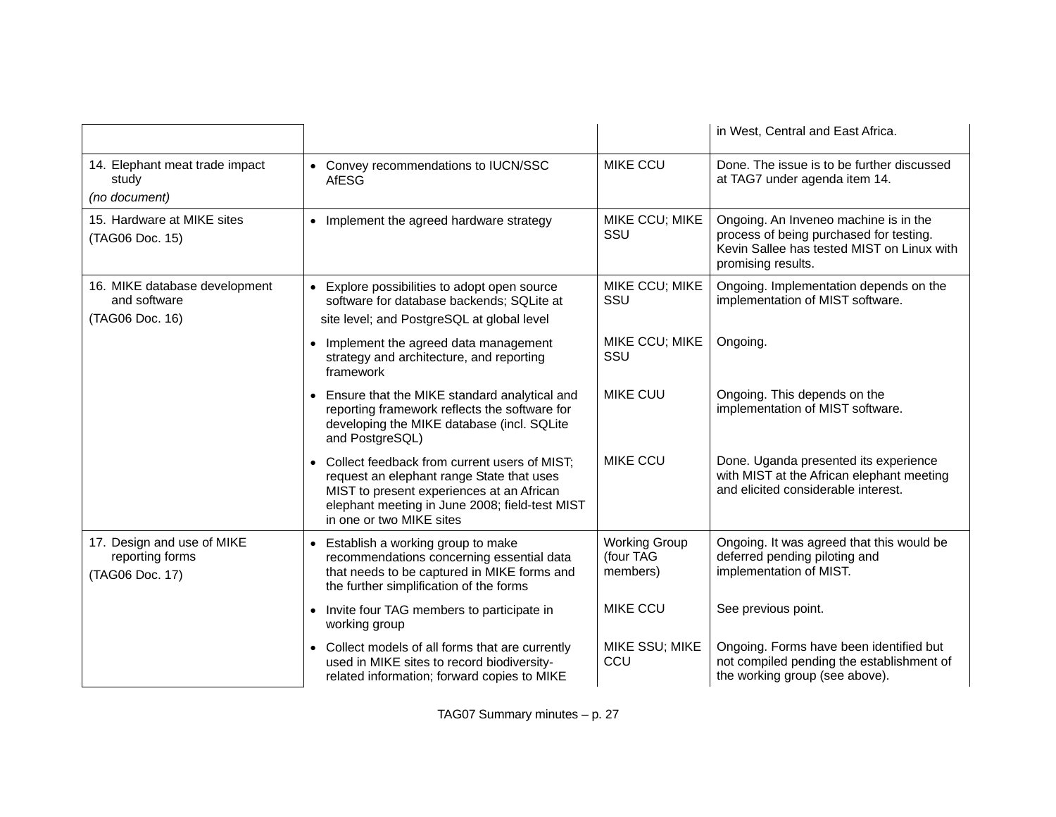| | | | in West, Central and East Africa. |
|---|---|---|---|
| 14. Elephant meat trade impact study<br>*(no document)* | • Convey recommendations to IUCN/SSC AfESG | MIKE CCU | Done. The issue is to be further discussed at TAG7 under agenda item 14. |
| 15. Hardware at MIKE sites<br>(TAG06 Doc. 15) | • Implement the agreed hardware strategy | MIKE CCU; MIKE SSU | Ongoing. An Inveneo machine is in the process of being purchased for testing. Kevin Sallee has tested MIST on Linux with promising results. |
| 16. MIKE database development and software<br>(TAG06 Doc. 16) | • Explore possibilities to adopt open source software for database backends; SQLite at site level; and PostgreSQL at global level | MIKE CCU; MIKE SSU | Ongoing. Implementation depends on the implementation of MIST software. |
| | • Implement the agreed data management strategy and architecture, and reporting framework | MIKE CCU; MIKE SSU | Ongoing. |
| | • Ensure that the MIKE standard analytical and reporting framework reflects the software for developing the MIKE database (incl. SQLite and PostgreSQL) | MIKE CUU | Ongoing. This depends on the implementation of MIST software. |
| | • Collect feedback from current users of MIST; request an elephant range State that uses MIST to present experiences at an African elephant meeting in June 2008; field-test MIST in one or two MIKE sites | MIKE CCU | Done. Uganda presented its experience with MIST at the African elephant meeting and elicited considerable interest. |
| 17. Design and use of MIKE reporting forms<br>(TAG06 Doc. 17) | • Establish a working group to make recommendations concerning essential data that needs to be captured in MIKE forms and the further simplification of the forms | Working Group (four TAG members) | Ongoing. It was agreed that this would be deferred pending piloting and implementation of MIST. |
| | • Invite four TAG members to participate in working group | MIKE CCU | See previous point. |
| | • Collect models of all forms that are currently used in MIKE sites to record biodiversity-related information; forward copies to MIKE | MIKE SSU; MIKE CCU | Ongoing. Forms have been identified but not compiled pending the establishment of the working group (see above). |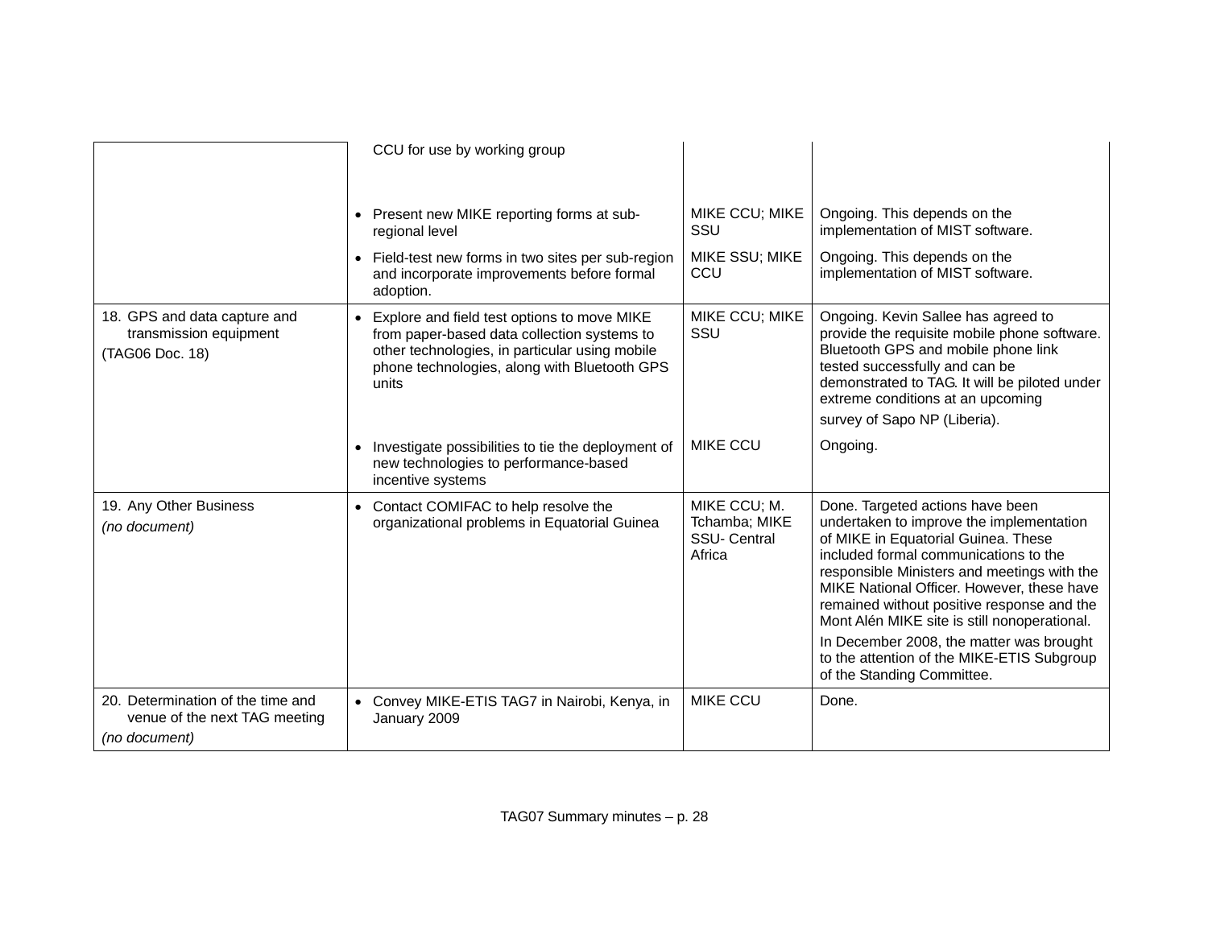| | | | |
|---|---|---|---|
| | CCU for use by working group | | |
| | • Present new MIKE reporting forms at sub-regional level | MIKE CCU; MIKE SSU | Ongoing. This depends on the implementation of MIST software. |
| | • Field-test new forms in two sites per sub-region and incorporate improvements before formal adoption. | MIKE SSU; MIKE CCU | Ongoing. This depends on the implementation of MIST software. |
| 18. GPS and data capture and transmission equipment<br>(TAG06 Doc. 18) | • Explore and field test options to move MIKE from paper-based data collection systems to other technologies, in particular using mobile phone technologies, along with Bluetooth GPS units | MIKE CCU; MIKE SSU | Ongoing. Kevin Sallee has agreed to provide the requisite mobile phone software. Bluetooth GPS and mobile phone link tested successfully and can be demonstrated to TAG. It will be piloted under extreme conditions at an upcoming survey of Sapo NP (Liberia). |
| | • Investigate possibilities to tie the deployment of new technologies to performance-based incentive systems | MIKE CCU | Ongoing. |
| 19. Any Other Business<br>*(no document)* | • Contact COMIFAC to help resolve the organizational problems in Equatorial Guinea | MIKE CCU; M. Tchamba; MIKE SSU- Central Africa | Done. Targeted actions have been undertaken to improve the implementation of MIKE in Equatorial Guinea. These included formal communications to the responsible Ministers and meetings with the MIKE National Officer. However, these have remained without positive response and the Mont Alén MIKE site is still nonoperational.<br>In December 2008, the matter was brought to the attention of the MIKE-ETIS Subgroup of the Standing Committee. |
| 20. Determination of the time and venue of the next TAG meeting<br>*(no document)* | • Convey MIKE-ETIS TAG7 in Nairobi, Kenya, in January 2009 | MIKE CCU | Done. |